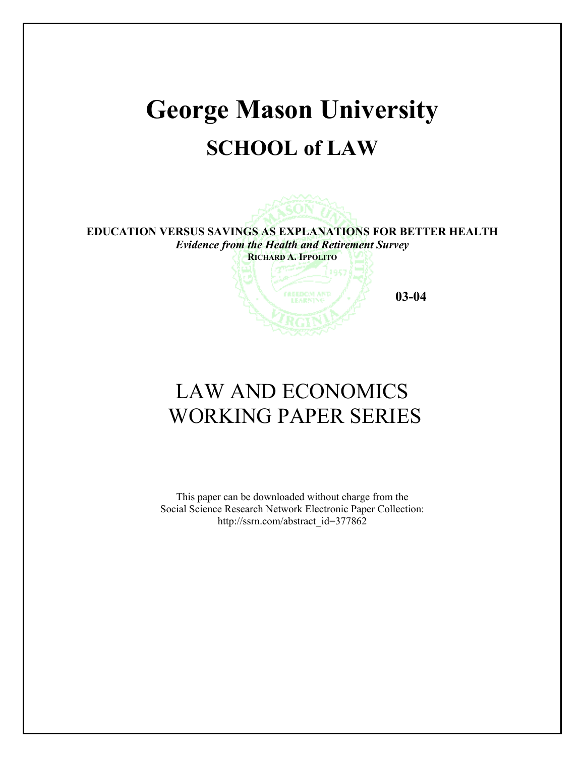# George Mason University

## SCHOOL of LAW

**EDUCATION VERSUS SAVINGS AS EXPLANATIONS FOR BETTER HEALTH**

***Evidence from the Health and Retirement Survey***

**RICHARD A. IPPOLITO**

**03-04**

# LAW AND ECONOMICS WORKING PAPER SERIES

This paper can be downloaded without charge from the Social Science Research Network Electronic Paper Collection: http://ssrn.com/abstract_id=377862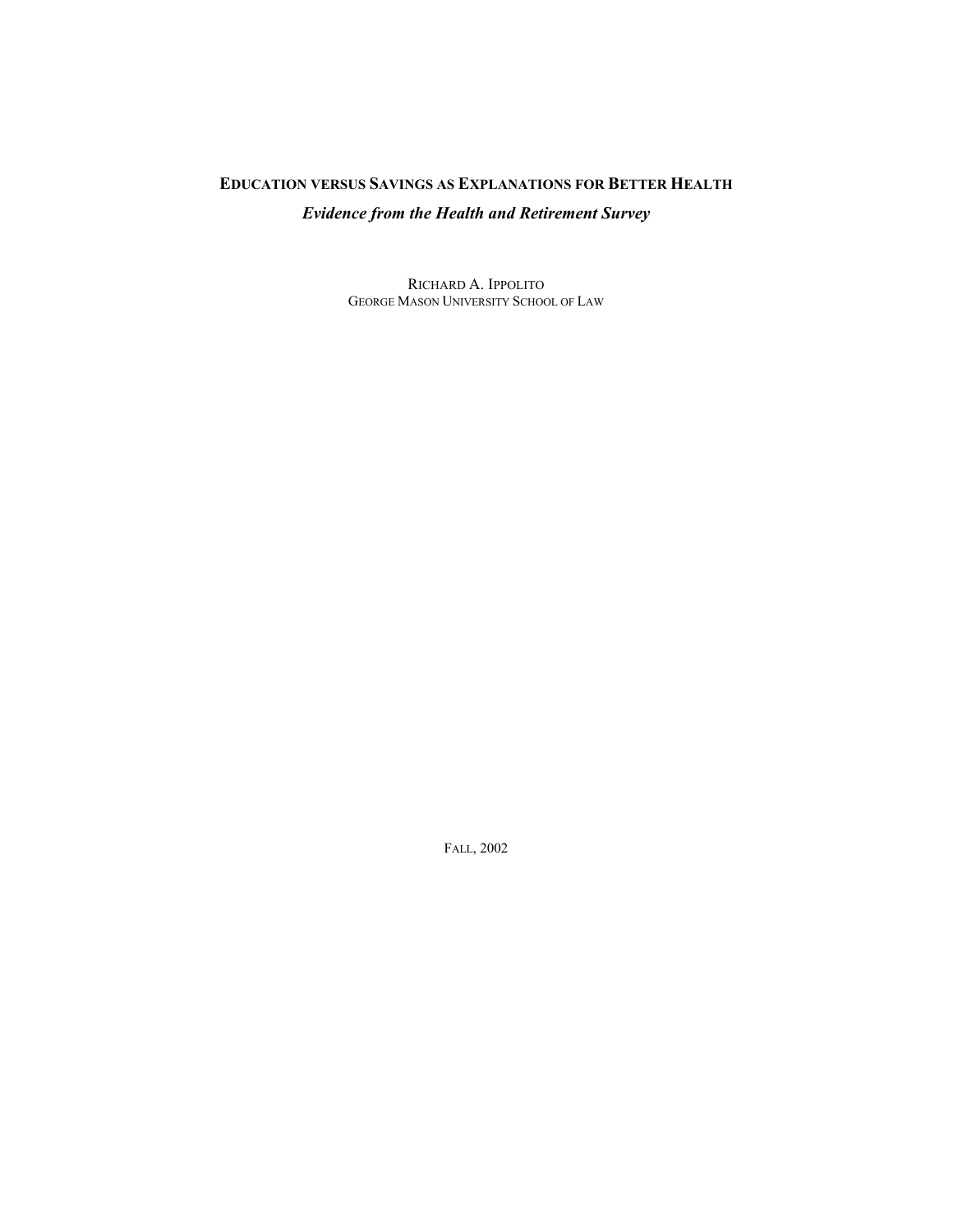# EDUCATION VERSUS SAVINGS AS EXPLANATIONS FOR BETTER HEALTH

## *Evidence from the Health and Retirement Survey*

RICHARD A. IPPOLITO
GEORGE MASON UNIVERSITY SCHOOL OF LAW

FALL, 2002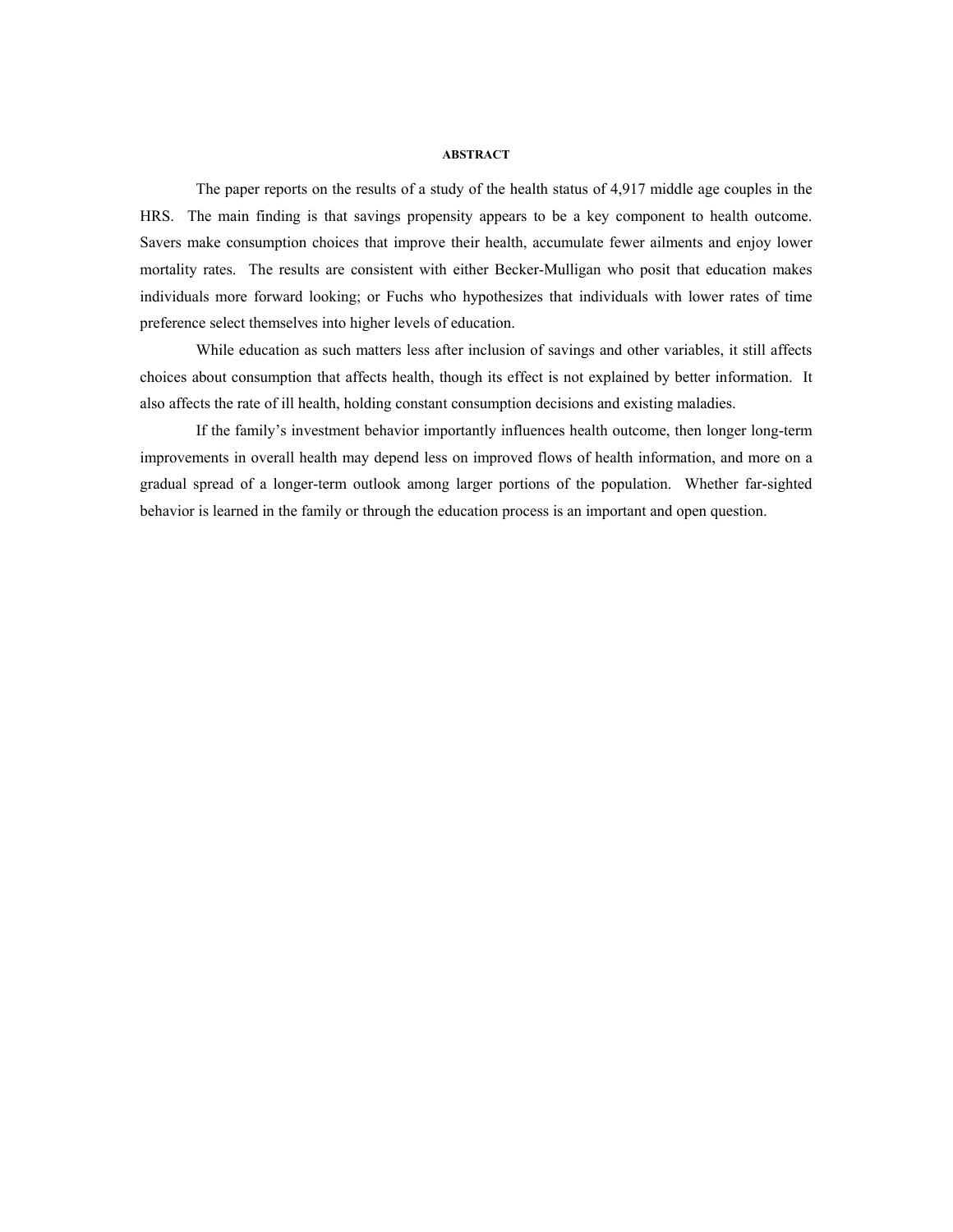## ABSTRACT

The paper reports on the results of a study of the health status of 4,917 middle age couples in the HRS. The main finding is that savings propensity appears to be a key component to health outcome. Savers make consumption choices that improve their health, accumulate fewer ailments and enjoy lower mortality rates. The results are consistent with either Becker-Mulligan who posit that education makes individuals more forward looking; or Fuchs who hypothesizes that individuals with lower rates of time preference select themselves into higher levels of education.

While education as such matters less after inclusion of savings and other variables, it still affects choices about consumption that affects health, though its effect is not explained by better information. It also affects the rate of ill health, holding constant consumption decisions and existing maladies.

If the family's investment behavior importantly influences health outcome, then longer long-term improvements in overall health may depend less on improved flows of health information, and more on a gradual spread of a longer-term outlook among larger portions of the population. Whether far-sighted behavior is learned in the family or through the education process is an important and open question.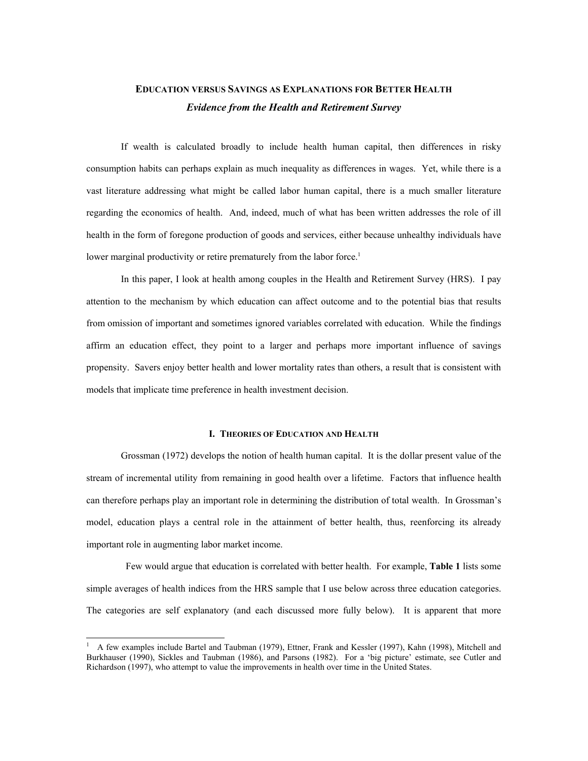# EDUCATION VERSUS SAVINGS AS EXPLANATIONS FOR BETTER HEALTH

## *Evidence from the Health and Retirement Survey*

If wealth is calculated broadly to include health human capital, then differences in risky consumption habits can perhaps explain as much inequality as differences in wages. Yet, while there is a vast literature addressing what might be called labor human capital, there is a much smaller literature regarding the economics of health. And, indeed, much of what has been written addresses the role of ill health in the form of foregone production of goods and services, either because unhealthy individuals have lower marginal productivity or retire prematurely from the labor force.[1]

In this paper, I look at health among couples in the Health and Retirement Survey (HRS). I pay attention to the mechanism by which education can affect outcome and to the potential bias that results from omission of important and sometimes ignored variables correlated with education. While the findings affirm an education effect, they point to a larger and perhaps more important influence of savings propensity. Savers enjoy better health and lower mortality rates than others, a result that is consistent with models that implicate time preference in health investment decision.

### I. THEORIES OF EDUCATION AND HEALTH

Grossman (1972) develops the notion of health human capital. It is the dollar present value of the stream of incremental utility from remaining in good health over a lifetime. Factors that influence health can therefore perhaps play an important role in determining the distribution of total wealth. In Grossman's model, education plays a central role in the attainment of better health, thus, reenforcing its already important role in augmenting labor market income.

Few would argue that education is correlated with better health. For example, **Table 1** lists some simple averages of health indices from the HRS sample that I use below across three education categories. The categories are self explanatory (and each discussed more fully below). It is apparent that more

[1] A few examples include Bartel and Taubman (1979), Ettner, Frank and Kessler (1997), Kahn (1998), Mitchell and Burkhauser (1990), Sickles and Taubman (1986), and Parsons (1982). For a 'big picture' estimate, see Cutler and Richardson (1997), who attempt to value the improvements in health over time in the United States.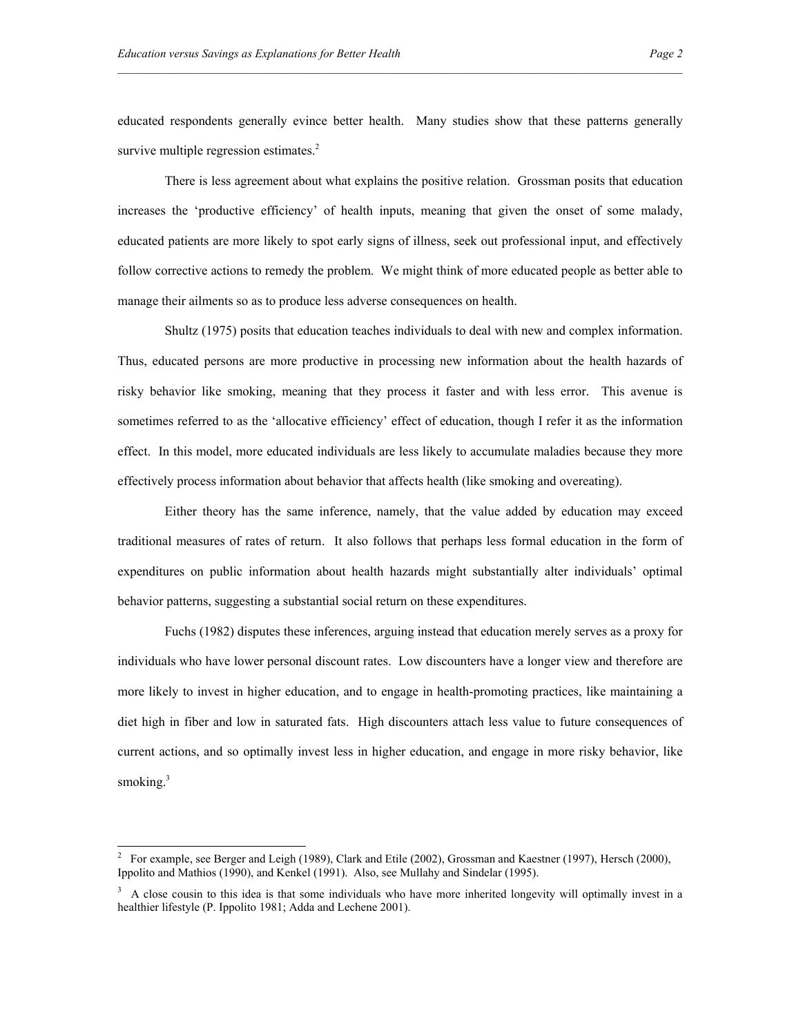educated respondents generally evince better health. Many studies show that these patterns generally survive multiple regression estimates.[2]

There is less agreement about what explains the positive relation. Grossman posits that education increases the 'productive efficiency' of health inputs, meaning that given the onset of some malady, educated patients are more likely to spot early signs of illness, seek out professional input, and effectively follow corrective actions to remedy the problem. We might think of more educated people as better able to manage their ailments so as to produce less adverse consequences on health.

Shultz (1975) posits that education teaches individuals to deal with new and complex information. Thus, educated persons are more productive in processing new information about the health hazards of risky behavior like smoking, meaning that they process it faster and with less error. This avenue is sometimes referred to as the 'allocative efficiency' effect of education, though I refer it as the information effect. In this model, more educated individuals are less likely to accumulate maladies because they more effectively process information about behavior that affects health (like smoking and overeating).

Either theory has the same inference, namely, that the value added by education may exceed traditional measures of rates of return. It also follows that perhaps less formal education in the form of expenditures on public information about health hazards might substantially alter individuals' optimal behavior patterns, suggesting a substantial social return on these expenditures.

Fuchs (1982) disputes these inferences, arguing instead that education merely serves as a proxy for individuals who have lower personal discount rates. Low discounters have a longer view and therefore are more likely to invest in higher education, and to engage in health-promoting practices, like maintaining a diet high in fiber and low in saturated fats. High discounters attach less value to future consequences of current actions, and so optimally invest less in higher education, and engage in more risky behavior, like smoking.[3]

---

[2] For example, see Berger and Leigh (1989), Clark and Etile (2002), Grossman and Kaestner (1997), Hersch (2000), Ippolito and Mathios (1990), and Kenkel (1991). Also, see Mullahy and Sindelar (1995).

[3] A close cousin to this idea is that some individuals who have more inherited longevity will optimally invest in a healthier lifestyle (P. Ippolito 1981; Adda and Lechene 2001).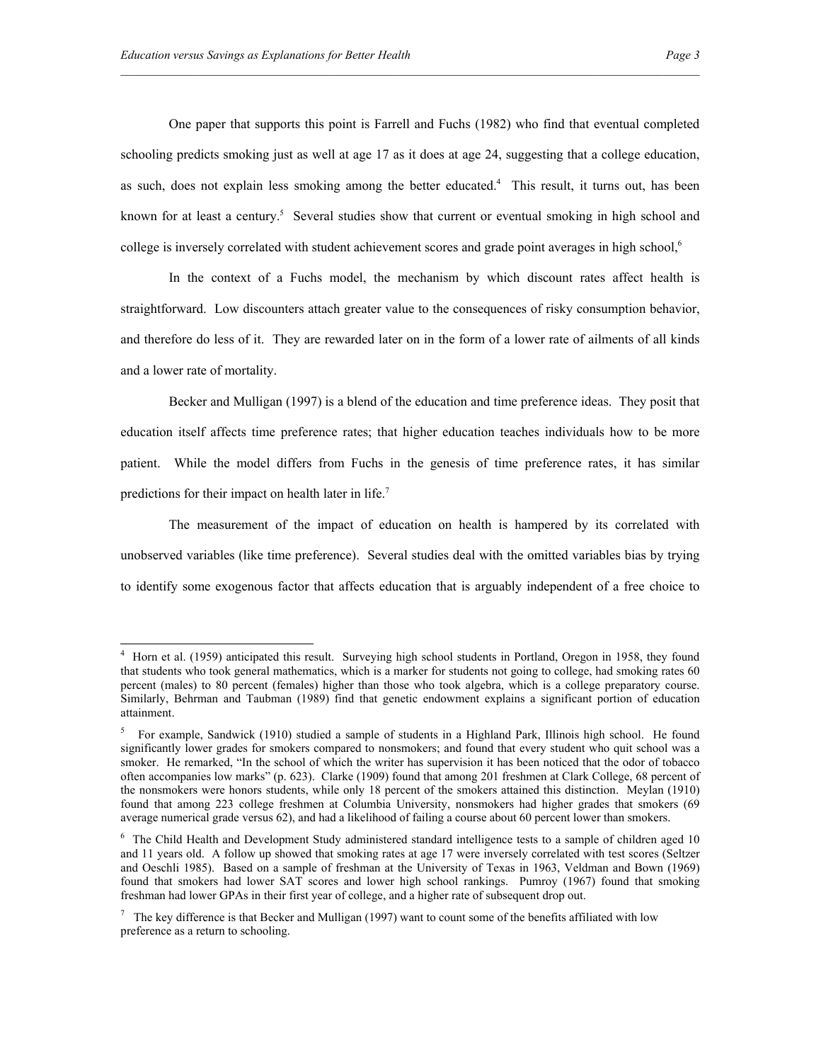One paper that supports this point is Farrell and Fuchs (1982) who find that eventual completed schooling predicts smoking just as well at age 17 as it does at age 24, suggesting that a college education, as such, does not explain less smoking among the better educated.[4] This result, it turns out, has been known for at least a century.[5] Several studies show that current or eventual smoking in high school and college is inversely correlated with student achievement scores and grade point averages in high school,[6]

In the context of a Fuchs model, the mechanism by which discount rates affect health is straightforward. Low discounters attach greater value to the consequences of risky consumption behavior, and therefore do less of it. They are rewarded later on in the form of a lower rate of ailments of all kinds and a lower rate of mortality.

Becker and Mulligan (1997) is a blend of the education and time preference ideas. They posit that education itself affects time preference rates; that higher education teaches individuals how to be more patient. While the model differs from Fuchs in the genesis of time preference rates, it has similar predictions for their impact on health later in life.[7]

The measurement of the impact of education on health is hampered by its correlated with unobserved variables (like time preference). Several studies deal with the omitted variables bias by trying to identify some exogenous factor that affects education that is arguably independent of a free choice to

---

[4] Horn et al. (1959) anticipated this result. Surveying high school students in Portland, Oregon in 1958, they found that students who took general mathematics, which is a marker for students not going to college, had smoking rates 60 percent (males) to 80 percent (females) higher than those who took algebra, which is a college preparatory course. Similarly, Behrman and Taubman (1989) find that genetic endowment explains a significant portion of education attainment.

[5] For example, Sandwick (1910) studied a sample of students in a Highland Park, Illinois high school. He found significantly lower grades for smokers compared to nonsmokers; and found that every student who quit school was a smoker. He remarked, "In the school of which the writer has supervision it has been noticed that the odor of tobacco often accompanies low marks" (p. 623). Clarke (1909) found that among 201 freshmen at Clark College, 68 percent of the nonsmokers were honors students, while only 18 percent of the smokers attained this distinction. Meylan (1910) found that among 223 college freshmen at Columbia University, nonsmokers had higher grades that smokers (69 average numerical grade versus 62), and had a likelihood of failing a course about 60 percent lower than smokers.

[6] The Child Health and Development Study administered standard intelligence tests to a sample of children aged 10 and 11 years old. A follow up showed that smoking rates at age 17 were inversely correlated with test scores (Seltzer and Oeschli 1985). Based on a sample of freshman at the University of Texas in 1963, Veldman and Bown (1969) found that smokers had lower SAT scores and lower high school rankings. Pumroy (1967) found that smoking freshman had lower GPAs in their first year of college, and a higher rate of subsequent drop out.

[7] The key difference is that Becker and Mulligan (1997) want to count some of the benefits affiliated with low preference as a return to schooling.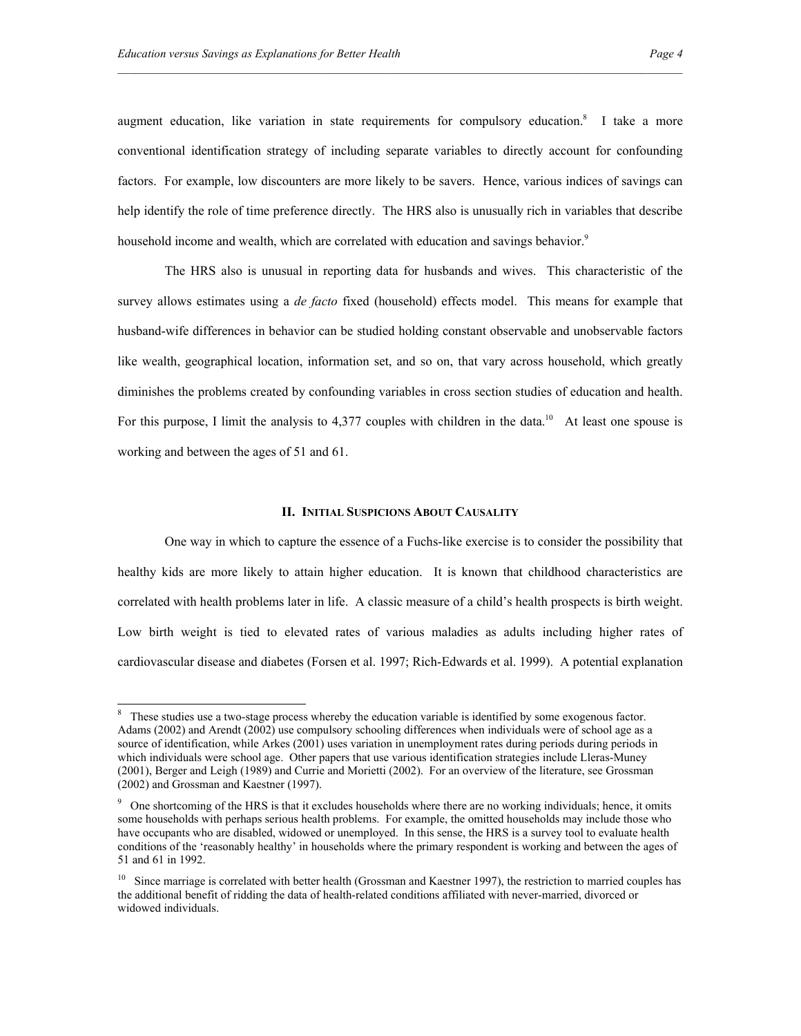augment education, like variation in state requirements for compulsory education.[8] I take a more conventional identification strategy of including separate variables to directly account for confounding factors. For example, low discounters are more likely to be savers. Hence, various indices of savings can help identify the role of time preference directly. The HRS also is unusually rich in variables that describe household income and wealth, which are correlated with education and savings behavior.[9]

The HRS also is unusual in reporting data for husbands and wives. This characteristic of the survey allows estimates using a *de facto* fixed (household) effects model. This means for example that husband-wife differences in behavior can be studied holding constant observable and unobservable factors like wealth, geographical location, information set, and so on, that vary across household, which greatly diminishes the problems created by confounding variables in cross section studies of education and health. For this purpose, I limit the analysis to 4,377 couples with children in the data.[10] At least one spouse is working and between the ages of 51 and 61.

## II. Initial Suspicions About Causality

One way in which to capture the essence of a Fuchs-like exercise is to consider the possibility that healthy kids are more likely to attain higher education. It is known that childhood characteristics are correlated with health problems later in life. A classic measure of a child's health prospects is birth weight. Low birth weight is tied to elevated rates of various maladies as adults including higher rates of cardiovascular disease and diabetes (Forsen et al. 1997; Rich-Edwards et al. 1999). A potential explanation

---

[8] These studies use a two-stage process whereby the education variable is identified by some exogenous factor. Adams (2002) and Arendt (2002) use compulsory schooling differences when individuals were of school age as a source of identification, while Arkes (2001) uses variation in unemployment rates during periods during periods in which individuals were school age. Other papers that use various identification strategies include Lleras-Muney (2001), Berger and Leigh (1989) and Currie and Morietti (2002). For an overview of the literature, see Grossman (2002) and Grossman and Kaestner (1997).

[9] One shortcoming of the HRS is that it excludes households where there are no working individuals; hence, it omits some households with perhaps serious health problems. For example, the omitted households may include those who have occupants who are disabled, widowed or unemployed. In this sense, the HRS is a survey tool to evaluate health conditions of the 'reasonably healthy' in households where the primary respondent is working and between the ages of 51 and 61 in 1992.

[10] Since marriage is correlated with better health (Grossman and Kaestner 1997), the restriction to married couples has the additional benefit of ridding the data of health-related conditions affiliated with never-married, divorced or widowed individuals.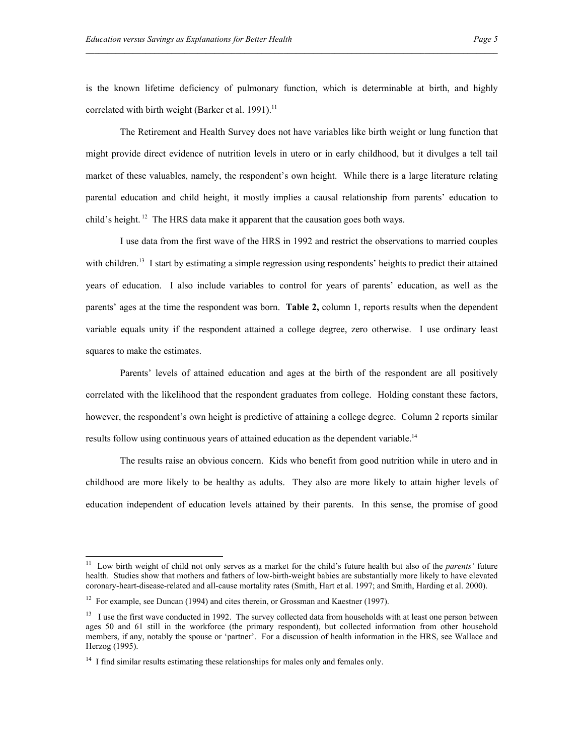is the known lifetime deficiency of pulmonary function, which is determinable at birth, and highly correlated with birth weight (Barker et al. 1991).[11]

The Retirement and Health Survey does not have variables like birth weight or lung function that might provide direct evidence of nutrition levels in utero or in early childhood, but it divulges a tell tail market of these valuables, namely, the respondent's own height. While there is a large literature relating parental education and child height, it mostly implies a causal relationship from parents' education to child's height.[12] The HRS data make it apparent that the causation goes both ways.

I use data from the first wave of the HRS in 1992 and restrict the observations to married couples with children.[13] I start by estimating a simple regression using respondents' heights to predict their attained years of education. I also include variables to control for years of parents' education, as well as the parents' ages at the time the respondent was born. **Table 2,** column 1, reports results when the dependent variable equals unity if the respondent attained a college degree, zero otherwise. I use ordinary least squares to make the estimates.

Parents' levels of attained education and ages at the birth of the respondent are all positively correlated with the likelihood that the respondent graduates from college. Holding constant these factors, however, the respondent's own height is predictive of attaining a college degree. Column 2 reports similar results follow using continuous years of attained education as the dependent variable.[14]

The results raise an obvious concern. Kids who benefit from good nutrition while in utero and in childhood are more likely to be healthy as adults. They also are more likely to attain higher levels of education independent of education levels attained by their parents. In this sense, the promise of good

---

[11] Low birth weight of child not only serves as a market for the child's future health but also of the *parents'* future health. Studies show that mothers and fathers of low-birth-weight babies are substantially more likely to have elevated coronary-heart-disease-related and all-cause mortality rates (Smith, Hart et al. 1997; and Smith, Harding et al. 2000).

[12] For example, see Duncan (1994) and cites therein, or Grossman and Kaestner (1997).

[13] I use the first wave conducted in 1992. The survey collected data from households with at least one person between ages 50 and 61 still in the workforce (the primary respondent), but collected information from other household members, if any, notably the spouse or 'partner'. For a discussion of health information in the HRS, see Wallace and Herzog (1995).

[14] I find similar results estimating these relationships for males only and females only.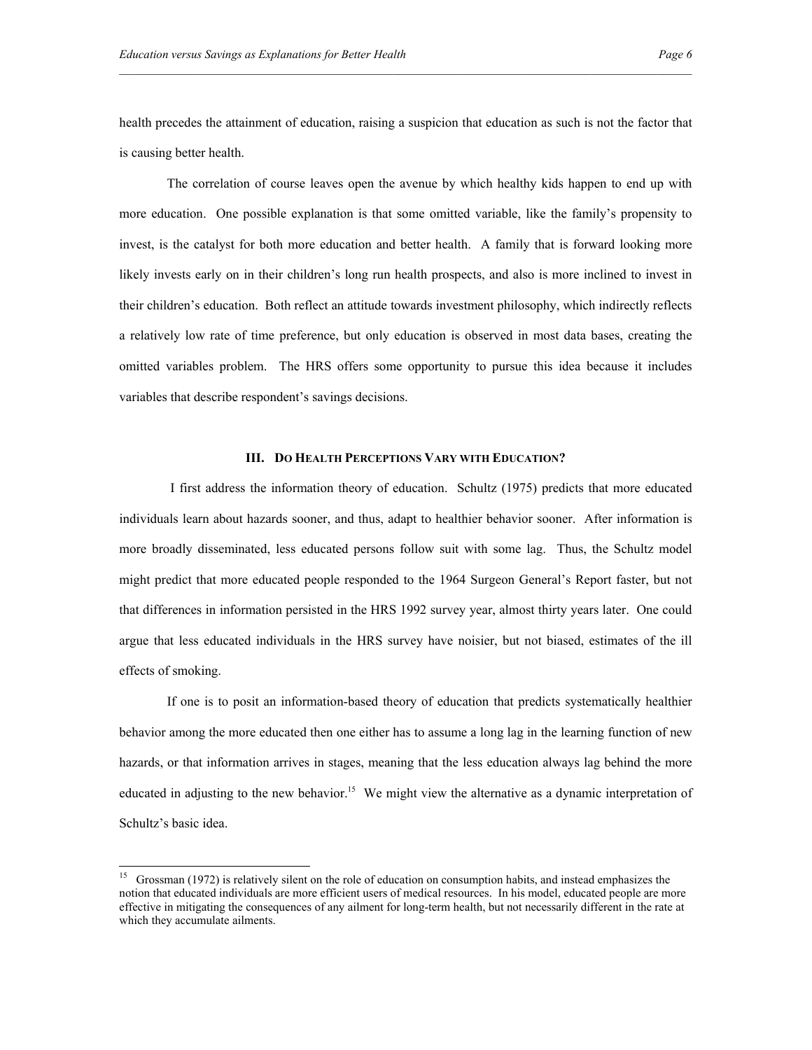health precedes the attainment of education, raising a suspicion that education as such is not the factor that is causing better health.

The correlation of course leaves open the avenue by which healthy kids happen to end up with more education. One possible explanation is that some omitted variable, like the family's propensity to invest, is the catalyst for both more education and better health. A family that is forward looking more likely invests early on in their children's long run health prospects, and also is more inclined to invest in their children's education. Both reflect an attitude towards investment philosophy, which indirectly reflects a relatively low rate of time preference, but only education is observed in most data bases, creating the omitted variables problem. The HRS offers some opportunity to pursue this idea because it includes variables that describe respondent's savings decisions.

## III. Do Health Perceptions Vary with Education?

I first address the information theory of education. Schultz (1975) predicts that more educated individuals learn about hazards sooner, and thus, adapt to healthier behavior sooner. After information is more broadly disseminated, less educated persons follow suit with some lag. Thus, the Schultz model might predict that more educated people responded to the 1964 Surgeon General's Report faster, but not that differences in information persisted in the HRS 1992 survey year, almost thirty years later. One could argue that less educated individuals in the HRS survey have noisier, but not biased, estimates of the ill effects of smoking.

If one is to posit an information-based theory of education that predicts systematically healthier behavior among the more educated then one either has to assume a long lag in the learning function of new hazards, or that information arrives in stages, meaning that the less education always lag behind the more educated in adjusting to the new behavior.[15] We might view the alternative as a dynamic interpretation of Schultz's basic idea.

[15] Grossman (1972) is relatively silent on the role of education on consumption habits, and instead emphasizes the notion that educated individuals are more efficient users of medical resources. In his model, educated people are more effective in mitigating the consequences of any ailment for long-term health, but not necessarily different in the rate at which they accumulate ailments.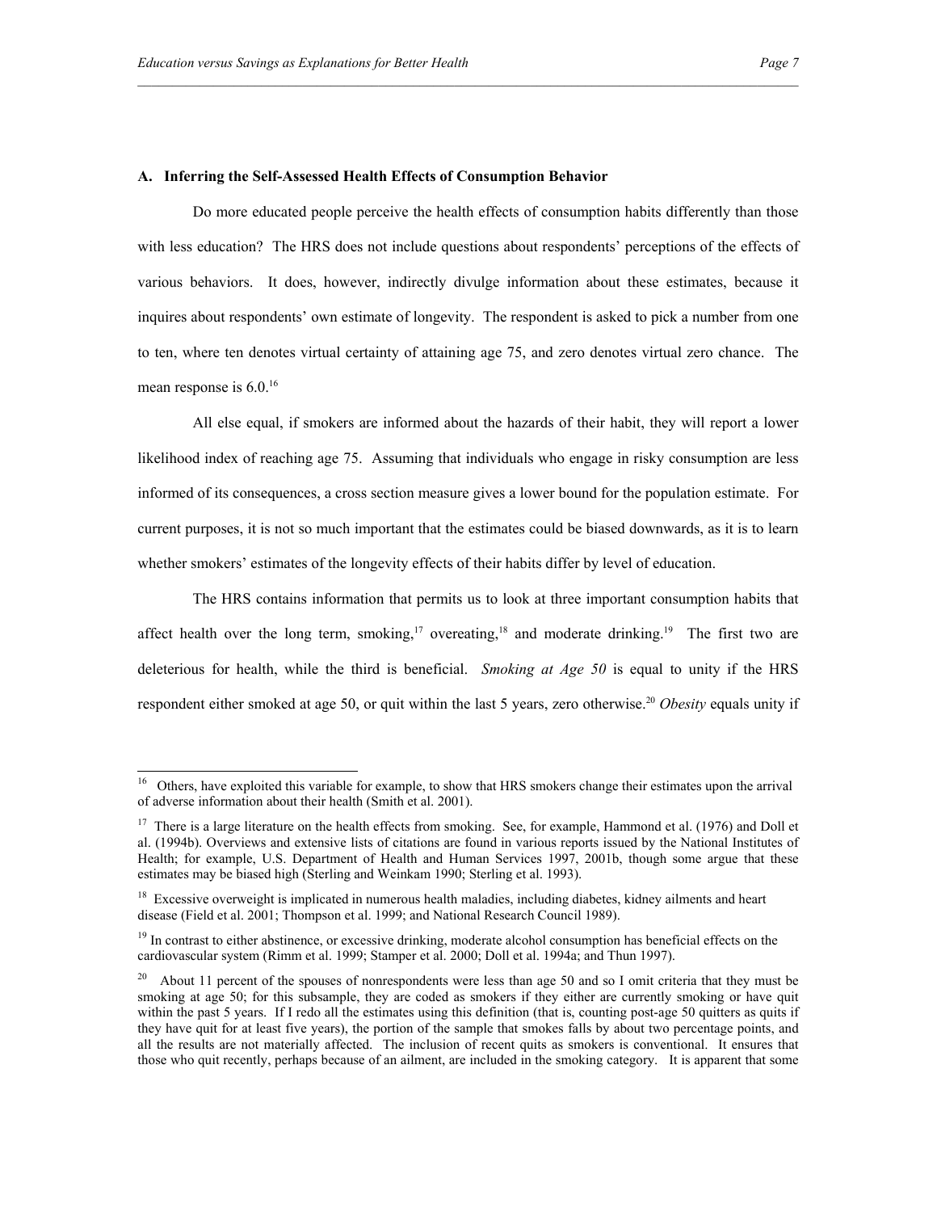### A. Inferring the Self-Assessed Health Effects of Consumption Behavior

Do more educated people perceive the health effects of consumption habits differently than those with less education? The HRS does not include questions about respondents' perceptions of the effects of various behaviors. It does, however, indirectly divulge information about these estimates, because it inquires about respondents' own estimate of longevity. The respondent is asked to pick a number from one to ten, where ten denotes virtual certainty of attaining age 75, and zero denotes virtual zero chance. The mean response is 6.0.[16]

All else equal, if smokers are informed about the hazards of their habit, they will report a lower likelihood index of reaching age 75. Assuming that individuals who engage in risky consumption are less informed of its consequences, a cross section measure gives a lower bound for the population estimate. For current purposes, it is not so much important that the estimates could be biased downwards, as it is to learn whether smokers' estimates of the longevity effects of their habits differ by level of education.

The HRS contains information that permits us to look at three important consumption habits that affect health over the long term, smoking,[17] overeating,[18] and moderate drinking.[19] The first two are deleterious for health, while the third is beneficial. *Smoking at Age 50* is equal to unity if the HRS respondent either smoked at age 50, or quit within the last 5 years, zero otherwise.[20] *Obesity* equals unity if

---

[16] Others, have exploited this variable for example, to show that HRS smokers change their estimates upon the arrival of adverse information about their health (Smith et al. 2001).

[17] There is a large literature on the health effects from smoking. See, for example, Hammond et al. (1976) and Doll et al. (1994b). Overviews and extensive lists of citations are found in various reports issued by the National Institutes of Health; for example, U.S. Department of Health and Human Services 1997, 2001b, though some argue that these estimates may be biased high (Sterling and Weinkam 1990; Sterling et al. 1993).

[18] Excessive overweight is implicated in numerous health maladies, including diabetes, kidney ailments and heart disease (Field et al. 2001; Thompson et al. 1999; and National Research Council 1989).

[19] In contrast to either abstinence, or excessive drinking, moderate alcohol consumption has beneficial effects on the cardiovascular system (Rimm et al. 1999; Stamper et al. 2000; Doll et al. 1994a; and Thun 1997).

[20] About 11 percent of the spouses of nonrespondents were less than age 50 and so I omit criteria that they must be smoking at age 50; for this subsample, they are coded as smokers if they either are currently smoking or have quit within the past 5 years. If I redo all the estimates using this definition (that is, counting post-age 50 quitters as quits if they have quit for at least five years), the portion of the sample that smokes falls by about two percentage points, and all the results are not materially affected. The inclusion of recent quits as smokers is conventional. It ensures that those who quit recently, perhaps because of an ailment, are included in the smoking category. It is apparent that some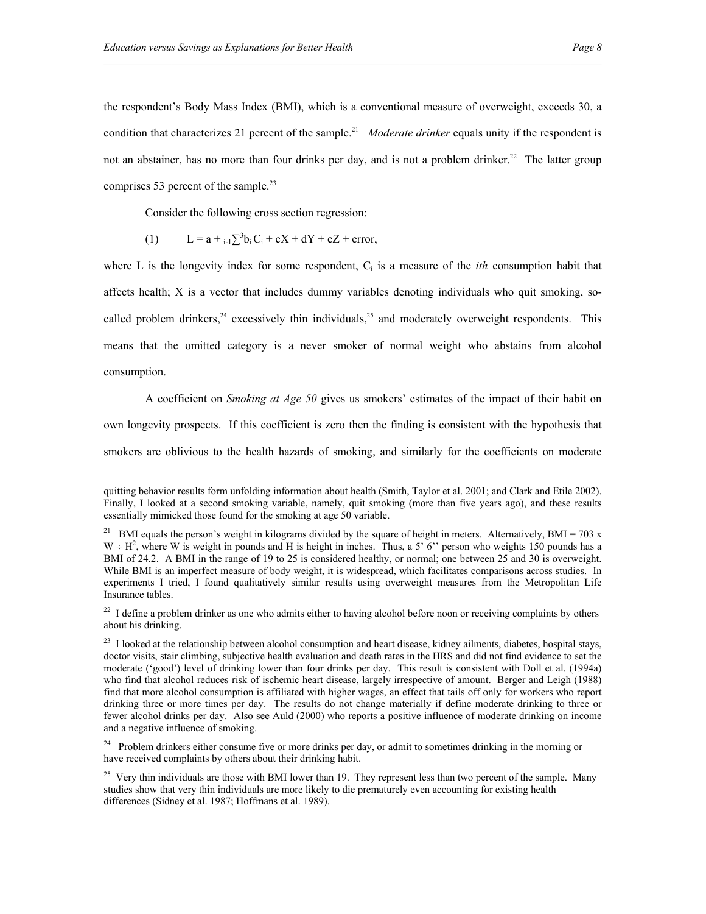the respondent's Body Mass Index (BMI), which is a conventional measure of overweight, exceeds 30, a condition that characterizes 21 percent of the sample.[21] *Moderate drinker* equals unity if the respondent is not an abstainer, has no more than four drinks per day, and is not a problem drinker.[22] The latter group comprises 53 percent of the sample.[23]

Consider the following cross section regression:

$$(1) \qquad L = a + \sum_{i=1}^{3} b_i C_i + cX + dY + eZ + \text{error},$$

where L is the longevity index for some respondent, $C_i$ is a measure of the *ith* consumption habit that affects health; X is a vector that includes dummy variables denoting individuals who quit smoking, so-called problem drinkers,[24] excessively thin individuals,[25] and moderately overweight respondents. This means that the omitted category is a never smoker of normal weight who abstains from alcohol consumption.

A coefficient on *Smoking at Age 50* gives us smokers' estimates of the impact of their habit on own longevity prospects. If this coefficient is zero then the finding is consistent with the hypothesis that smokers are oblivious to the health hazards of smoking, and similarly for the coefficients on moderate

---

quitting behavior results form unfolding information about health (Smith, Taylor et al. 2001; and Clark and Etile 2002). Finally, I looked at a second smoking variable, namely, quit smoking (more than five years ago), and these results essentially mimicked those found for the smoking at age 50 variable.

[21] BMI equals the person's weight in kilograms divided by the square of height in meters. Alternatively, BMI = 703 x $W \div H^2$, where W is weight in pounds and H is height in inches. Thus, a 5' 6'' person who weights 150 pounds has a BMI of 24.2. A BMI in the range of 19 to 25 is considered healthy, or normal; one between 25 and 30 is overweight. While BMI is an imperfect measure of body weight, it is widespread, which facilitates comparisons across studies. In experiments I tried, I found qualitatively similar results using overweight measures from the Metropolitan Life Insurance tables.

[22] I define a problem drinker as one who admits either to having alcohol before noon or receiving complaints by others about his drinking.

[23] I looked at the relationship between alcohol consumption and heart disease, kidney ailments, diabetes, hospital stays, doctor visits, stair climbing, subjective health evaluation and death rates in the HRS and did not find evidence to set the moderate ('good') level of drinking lower than four drinks per day. This result is consistent with Doll et al. (1994a) who find that alcohol reduces risk of ischemic heart disease, largely irrespective of amount. Berger and Leigh (1988) find that more alcohol consumption is affiliated with higher wages, an effect that tails off only for workers who report drinking three or more times per day. The results do not change materially if define moderate drinking to three or fewer alcohol drinks per day. Also see Auld (2000) who reports a positive influence of moderate drinking on income and a negative influence of smoking.

[24] Problem drinkers either consume five or more drinks per day, or admit to sometimes drinking in the morning or have received complaints by others about their drinking habit.

[25] Very thin individuals are those with BMI lower than 19. They represent less than two percent of the sample. Many studies show that very thin individuals are more likely to die prematurely even accounting for existing health differences (Sidney et al. 1987; Hoffmans et al. 1989).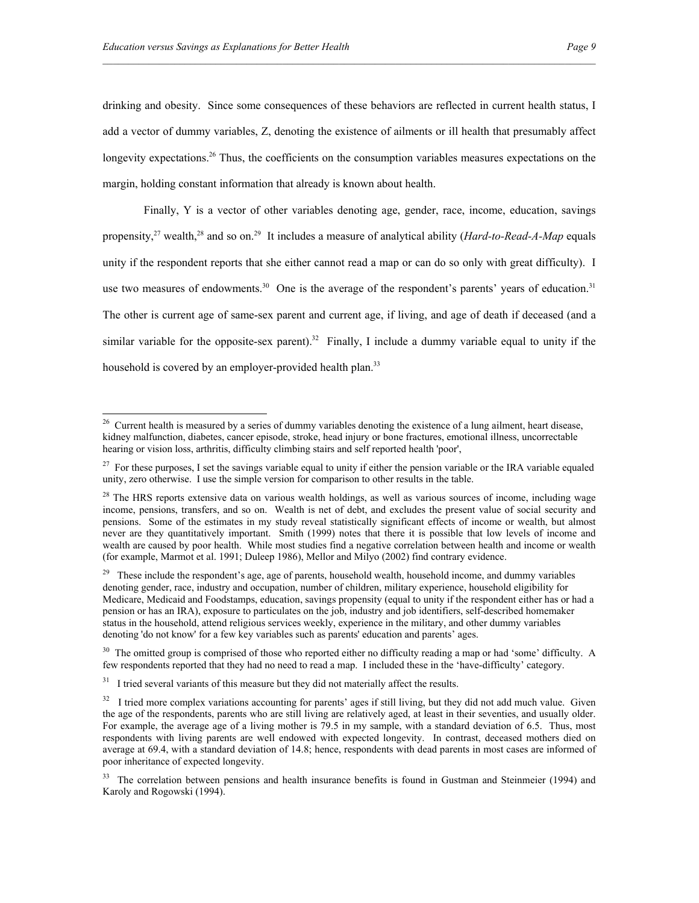drinking and obesity. Since some consequences of these behaviors are reflected in current health status, I add a vector of dummy variables, Z, denoting the existence of ailments or ill health that presumably affect longevity expectations.[26] Thus, the coefficients on the consumption variables measures expectations on the margin, holding constant information that already is known about health.

Finally, Y is a vector of other variables denoting age, gender, race, income, education, savings propensity,[27] wealth,[28] and so on.[29] It includes a measure of analytical ability (*Hard-to-Read-A-Map* equals unity if the respondent reports that she either cannot read a map or can do so only with great difficulty). I use two measures of endowments.[30] One is the average of the respondent's parents' years of education.[31] The other is current age of same-sex parent and current age, if living, and age of death if deceased (and a similar variable for the opposite-sex parent).[32] Finally, I include a dummy variable equal to unity if the household is covered by an employer-provided health plan.[33]

---

[26] Current health is measured by a series of dummy variables denoting the existence of a lung ailment, heart disease, kidney malfunction, diabetes, cancer episode, stroke, head injury or bone fractures, emotional illness, uncorrectable hearing or vision loss, arthritis, difficulty climbing stairs and self reported health 'poor',

[27] For these purposes, I set the savings variable equal to unity if either the pension variable or the IRA variable equaled unity, zero otherwise. I use the simple version for comparison to other results in the table.

[28] The HRS reports extensive data on various wealth holdings, as well as various sources of income, including wage income, pensions, transfers, and so on. Wealth is net of debt, and excludes the present value of social security and pensions. Some of the estimates in my study reveal statistically significant effects of income or wealth, but almost never are they quantitatively important. Smith (1999) notes that there it is possible that low levels of income and wealth are caused by poor health. While most studies find a negative correlation between health and income or wealth (for example, Marmot et al. 1991; Duleep 1986), Mellor and Milyo (2002) find contrary evidence.

[29] These include the respondent's age, age of parents, household wealth, household income, and dummy variables denoting gender, race, industry and occupation, number of children, military experience, household eligibility for Medicare, Medicaid and Foodstamps, education, savings propensity (equal to unity if the respondent either has or had a pension or has an IRA), exposure to particulates on the job, industry and job identifiers, self-described homemaker status in the household, attend religious services weekly, experience in the military, and other dummy variables denoting 'do not know' for a few key variables such as parents' education and parents' ages.

[30] The omitted group is comprised of those who reported either no difficulty reading a map or had 'some' difficulty. A few respondents reported that they had no need to read a map. I included these in the 'have-difficulty' category.

[31] I tried several variants of this measure but they did not materially affect the results.

[32] I tried more complex variations accounting for parents' ages if still living, but they did not add much value. Given the age of the respondents, parents who are still living are relatively aged, at least in their seventies, and usually older. For example, the average age of a living mother is 79.5 in my sample, with a standard deviation of 6.5. Thus, most respondents with living parents are well endowed with expected longevity. In contrast, deceased mothers died on average at 69.4, with a standard deviation of 14.8; hence, respondents with dead parents in most cases are informed of poor inheritance of expected longevity.

[33] The correlation between pensions and health insurance benefits is found in Gustman and Steinmeier (1994) and Karoly and Rogowski (1994).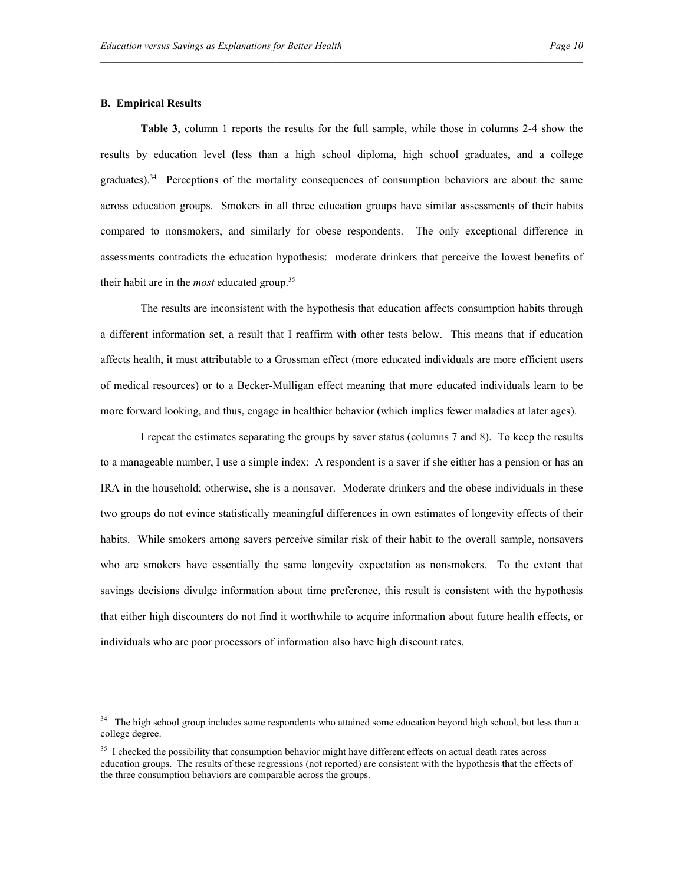### B. Empirical Results

**Table 3**, column 1 reports the results for the full sample, while those in columns 2-4 show the results by education level (less than a high school diploma, high school graduates, and a college graduates).[34] Perceptions of the mortality consequences of consumption behaviors are about the same across education groups. Smokers in all three education groups have similar assessments of their habits compared to nonsmokers, and similarly for obese respondents. The only exceptional difference in assessments contradicts the education hypothesis: moderate drinkers that perceive the lowest benefits of their habit are in the *most* educated group.[35]

The results are inconsistent with the hypothesis that education affects consumption habits through a different information set, a result that I reaffirm with other tests below. This means that if education affects health, it must attributable to a Grossman effect (more educated individuals are more efficient users of medical resources) or to a Becker-Mulligan effect meaning that more educated individuals learn to be more forward looking, and thus, engage in healthier behavior (which implies fewer maladies at later ages).

I repeat the estimates separating the groups by saver status (columns 7 and 8). To keep the results to a manageable number, I use a simple index: A respondent is a saver if she either has a pension or has an IRA in the household; otherwise, she is a nonsaver. Moderate drinkers and the obese individuals in these two groups do not evince statistically meaningful differences in own estimates of longevity effects of their habits. While smokers among savers perceive similar risk of their habit to the overall sample, nonsavers who are smokers have essentially the same longevity expectation as nonsmokers. To the extent that savings decisions divulge information about time preference, this result is consistent with the hypothesis that either high discounters do not find it worthwhile to acquire information about future health effects, or individuals who are poor processors of information also have high discount rates.

---

[34] The high school group includes some respondents who attained some education beyond high school, but less than a college degree.

[35] I checked the possibility that consumption behavior might have different effects on actual death rates across education groups. The results of these regressions (not reported) are consistent with the hypothesis that the effects of the three consumption behaviors are comparable across the groups.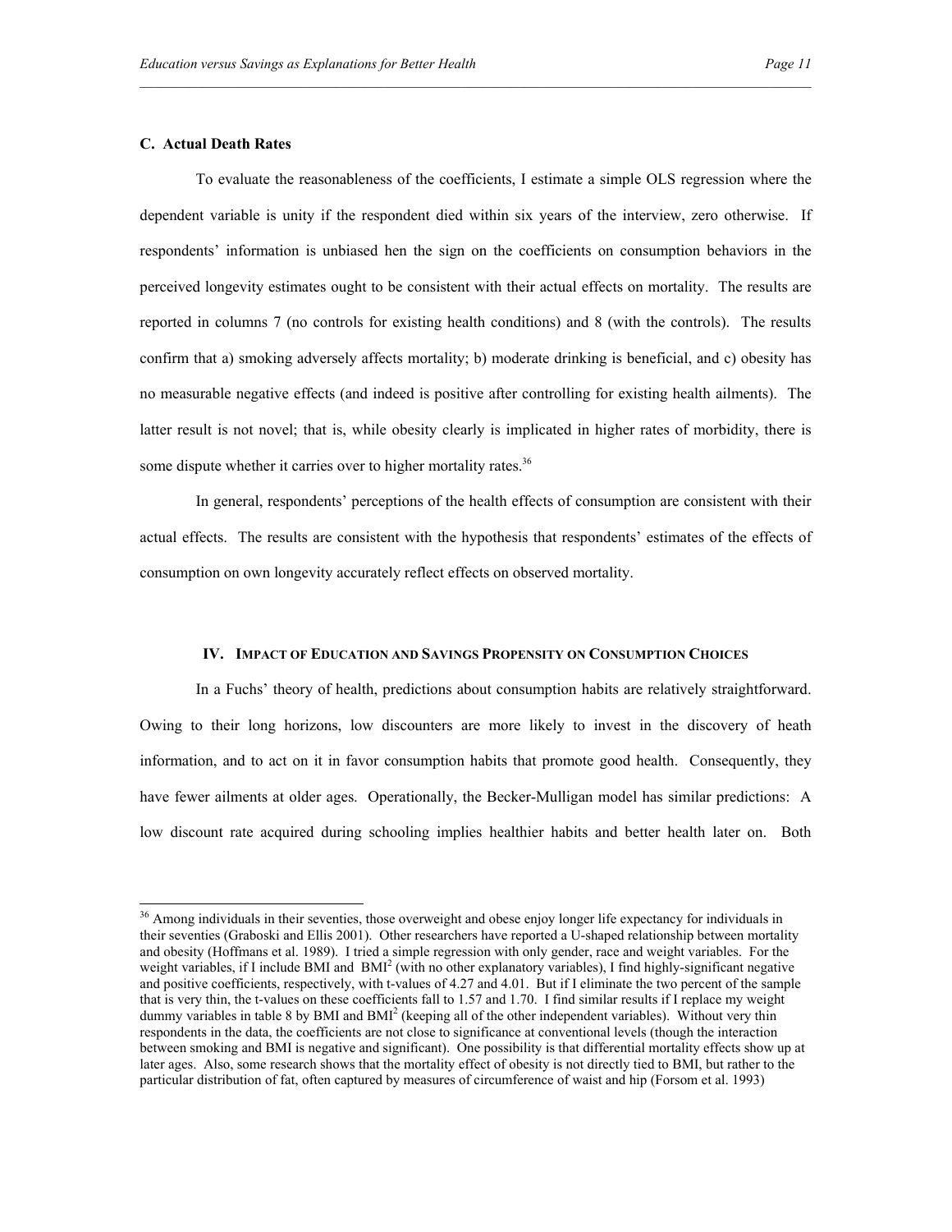### C. Actual Death Rates

To evaluate the reasonableness of the coefficients, I estimate a simple OLS regression where the dependent variable is unity if the respondent died within six years of the interview, zero otherwise. If respondents' information is unbiased hen the sign on the coefficients on consumption behaviors in the perceived longevity estimates ought to be consistent with their actual effects on mortality. The results are reported in columns 7 (no controls for existing health conditions) and 8 (with the controls). The results confirm that a) smoking adversely affects mortality; b) moderate drinking is beneficial, and c) obesity has no measurable negative effects (and indeed is positive after controlling for existing health ailments). The latter result is not novel; that is, while obesity clearly is implicated in higher rates of morbidity, there is some dispute whether it carries over to higher mortality rates.[36]

In general, respondents' perceptions of the health effects of consumption are consistent with their actual effects. The results are consistent with the hypothesis that respondents' estimates of the effects of consumption on own longevity accurately reflect effects on observed mortality.

## IV. Impact of Education and Savings Propensity on Consumption Choices

In a Fuchs' theory of health, predictions about consumption habits are relatively straightforward. Owing to their long horizons, low discounters are more likely to invest in the discovery of heath information, and to act on it in favor consumption habits that promote good health. Consequently, they have fewer ailments at older ages. Operationally, the Becker-Mulligan model has similar predictions: A low discount rate acquired during schooling implies healthier habits and better health later on. Both

---

[36] Among individuals in their seventies, those overweight and obese enjoy longer life expectancy for individuals in their seventies (Graboski and Ellis 2001). Other researchers have reported a U-shaped relationship between mortality and obesity (Hoffmans et al. 1989). I tried a simple regression with only gender, race and weight variables. For the weight variables, if I include BMI and $BMI^2$ (with no other explanatory variables), I find highly-significant negative and positive coefficients, respectively, with t-values of 4.27 and 4.01. But if I eliminate the two percent of the sample that is very thin, the t-values on these coefficients fall to 1.57 and 1.70. I find similar results if I replace my weight dummy variables in table 8 by BMI and $BMI^2$ (keeping all of the other independent variables). Without very thin respondents in the data, the coefficients are not close to significance at conventional levels (though the interaction between smoking and BMI is negative and significant). One possibility is that differential mortality effects show up at later ages. Also, some research shows that the mortality effect of obesity is not directly tied to BMI, but rather to the particular distribution of fat, often captured by measures of circumference of waist and hip (Forsom et al. 1993)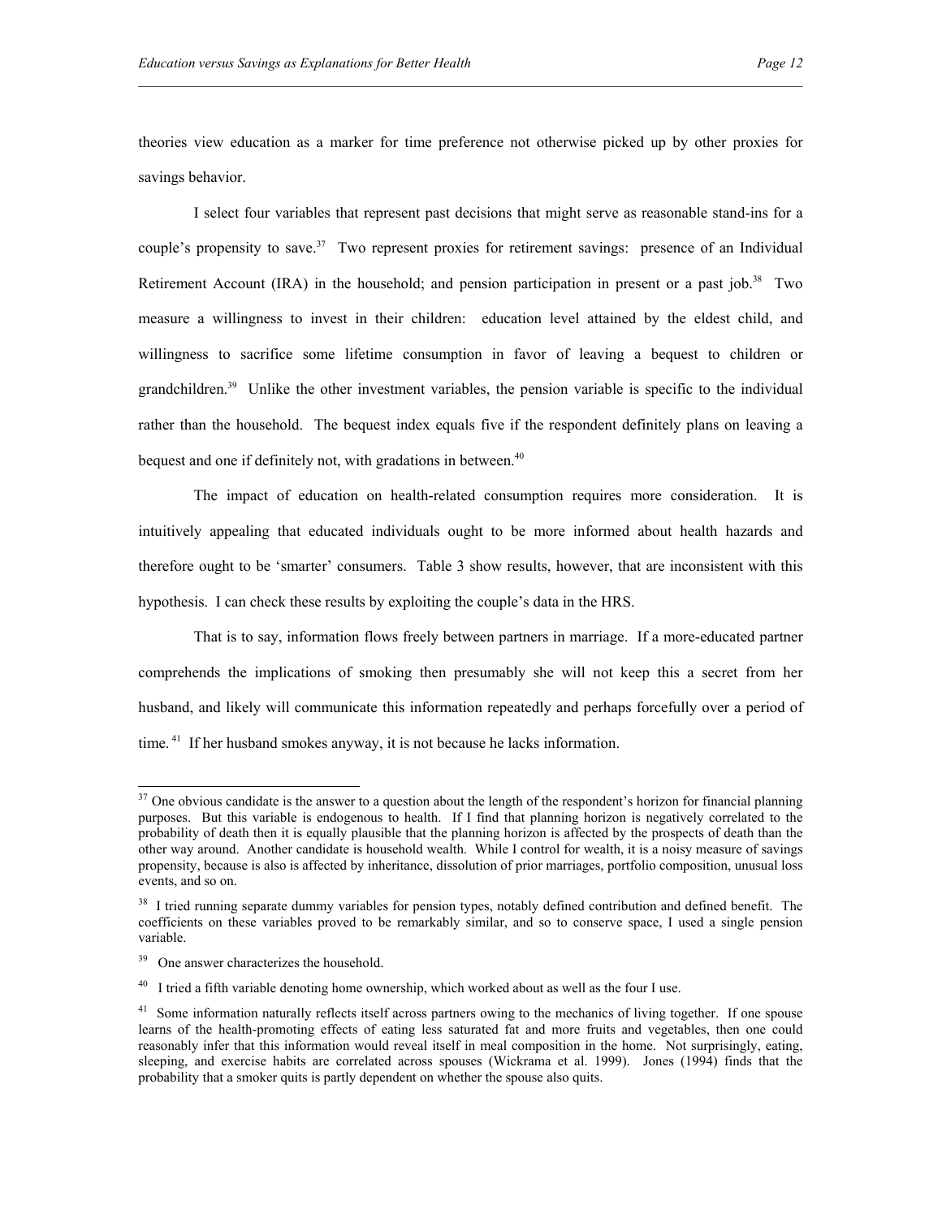theories view education as a marker for time preference not otherwise picked up by other proxies for savings behavior.

I select four variables that represent past decisions that might serve as reasonable stand-ins for a couple's propensity to save.[37] Two represent proxies for retirement savings: presence of an Individual Retirement Account (IRA) in the household; and pension participation in present or a past job.[38] Two measure a willingness to invest in their children: education level attained by the eldest child, and willingness to sacrifice some lifetime consumption in favor of leaving a bequest to children or grandchildren.[39] Unlike the other investment variables, the pension variable is specific to the individual rather than the household. The bequest index equals five if the respondent definitely plans on leaving a bequest and one if definitely not, with gradations in between.[40]

The impact of education on health-related consumption requires more consideration. It is intuitively appealing that educated individuals ought to be more informed about health hazards and therefore ought to be 'smarter' consumers. Table 3 show results, however, that are inconsistent with this hypothesis. I can check these results by exploiting the couple's data in the HRS.

That is to say, information flows freely between partners in marriage. If a more-educated partner comprehends the implications of smoking then presumably she will not keep this a secret from her husband, and likely will communicate this information repeatedly and perhaps forcefully over a period of time.[41] If her husband smokes anyway, it is not because he lacks information.

---

[37] One obvious candidate is the answer to a question about the length of the respondent's horizon for financial planning purposes. But this variable is endogenous to health. If I find that planning horizon is negatively correlated to the probability of death then it is equally plausible that the planning horizon is affected by the prospects of death than the other way around. Another candidate is household wealth. While I control for wealth, it is a noisy measure of savings propensity, because is also is affected by inheritance, dissolution of prior marriages, portfolio composition, unusual loss events, and so on.

[38] I tried running separate dummy variables for pension types, notably defined contribution and defined benefit. The coefficients on these variables proved to be remarkably similar, and so to conserve space, I used a single pension variable.

[39] One answer characterizes the household.

[40] I tried a fifth variable denoting home ownership, which worked about as well as the four I use.

[41] Some information naturally reflects itself across partners owing to the mechanics of living together. If one spouse learns of the health-promoting effects of eating less saturated fat and more fruits and vegetables, then one could reasonably infer that this information would reveal itself in meal composition in the home. Not surprisingly, eating, sleeping, and exercise habits are correlated across spouses (Wickrama et al. 1999). Jones (1994) finds that the probability that a smoker quits is partly dependent on whether the spouse also quits.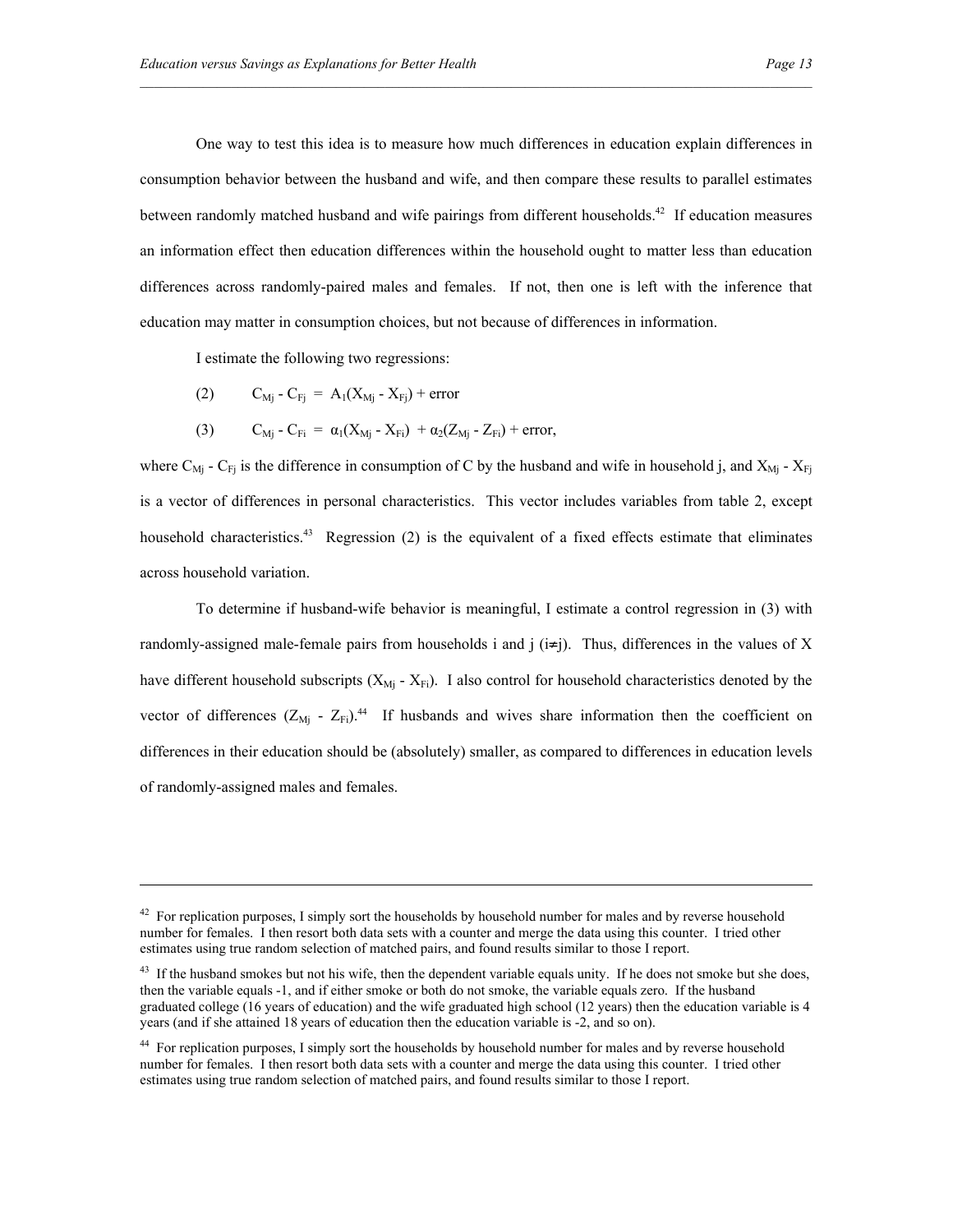One way to test this idea is to measure how much differences in education explain differences in consumption behavior between the husband and wife, and then compare these results to parallel estimates between randomly matched husband and wife pairings from different households.[42] If education measures an information effect then education differences within the household ought to matter less than education differences across randomly-paired males and females. If not, then one is left with the inference that education may matter in consumption choices, but not because of differences in information.

I estimate the following two regressions:

$$(2) \qquad C_{Mj} - C_{Fj} = A_1(X_{Mj} - X_{Fj}) + \text{error}$$

$$(3) \qquad C_{Mj} - C_{Fi} = \alpha_1(X_{Mj} - X_{Fi}) + \alpha_2(Z_{Mj} - Z_{Fi}) + \text{error},$$

where $C_{Mj} - C_{Fj}$ is the difference in consumption of C by the husband and wife in household j, and $X_{Mj} - X_{Fj}$ is a vector of differences in personal characteristics. This vector includes variables from table 2, except household characteristics.[43] Regression (2) is the equivalent of a fixed effects estimate that eliminates across household variation.

To determine if husband-wife behavior is meaningful, I estimate a control regression in (3) with randomly-assigned male-female pairs from households i and j ($i \neq j$). Thus, differences in the values of X have different household subscripts ($X_{Mj} - X_{Fi}$). I also control for household characteristics denoted by the vector of differences ($Z_{Mj} - Z_{Fi}$).[44] If husbands and wives share information then the coefficient on differences in their education should be (absolutely) smaller, as compared to differences in education levels of randomly-assigned males and females.

---

[42] For replication purposes, I simply sort the households by household number for males and by reverse household number for females. I then resort both data sets with a counter and merge the data using this counter. I tried other estimates using true random selection of matched pairs, and found results similar to those I report.

[43] If the husband smokes but not his wife, then the dependent variable equals unity. If he does not smoke but she does, then the variable equals -1, and if either smoke or both do not smoke, the variable equals zero. If the husband graduated college (16 years of education) and the wife graduated high school (12 years) then the education variable is 4 years (and if she attained 18 years of education then the education variable is -2, and so on).

[44] For replication purposes, I simply sort the households by household number for males and by reverse household number for females. I then resort both data sets with a counter and merge the data using this counter. I tried other estimates using true random selection of matched pairs, and found results similar to those I report.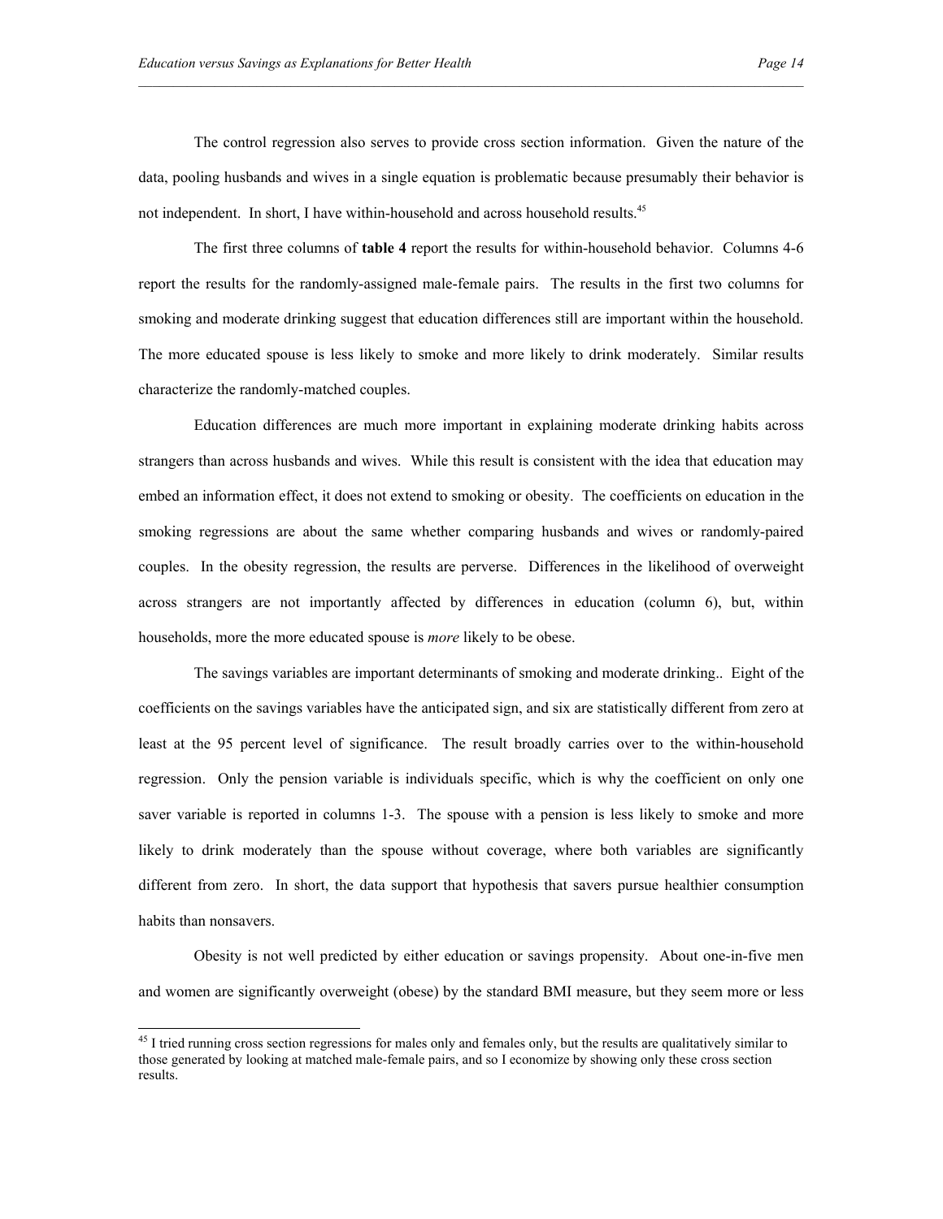The control regression also serves to provide cross section information. Given the nature of the data, pooling husbands and wives in a single equation is problematic because presumably their behavior is not independent. In short, I have within-household and across household results.[45]

The first three columns of **table 4** report the results for within-household behavior. Columns 4-6 report the results for the randomly-assigned male-female pairs. The results in the first two columns for smoking and moderate drinking suggest that education differences still are important within the household. The more educated spouse is less likely to smoke and more likely to drink moderately. Similar results characterize the randomly-matched couples.

Education differences are much more important in explaining moderate drinking habits across strangers than across husbands and wives. While this result is consistent with the idea that education may embed an information effect, it does not extend to smoking or obesity. The coefficients on education in the smoking regressions are about the same whether comparing husbands and wives or randomly-paired couples. In the obesity regression, the results are perverse. Differences in the likelihood of overweight across strangers are not importantly affected by differences in education (column 6), but, within households, more the more educated spouse is *more* likely to be obese.

The savings variables are important determinants of smoking and moderate drinking.. Eight of the coefficients on the savings variables have the anticipated sign, and six are statistically different from zero at least at the 95 percent level of significance. The result broadly carries over to the within-household regression. Only the pension variable is individuals specific, which is why the coefficient on only one saver variable is reported in columns 1-3. The spouse with a pension is less likely to smoke and more likely to drink moderately than the spouse without coverage, where both variables are significantly different from zero. In short, the data support that hypothesis that savers pursue healthier consumption habits than nonsavers.

Obesity is not well predicted by either education or savings propensity. About one-in-five men and women are significantly overweight (obese) by the standard BMI measure, but they seem more or less

[45] I tried running cross section regressions for males only and females only, but the results are qualitatively similar to those generated by looking at matched male-female pairs, and so I economize by showing only these cross section results.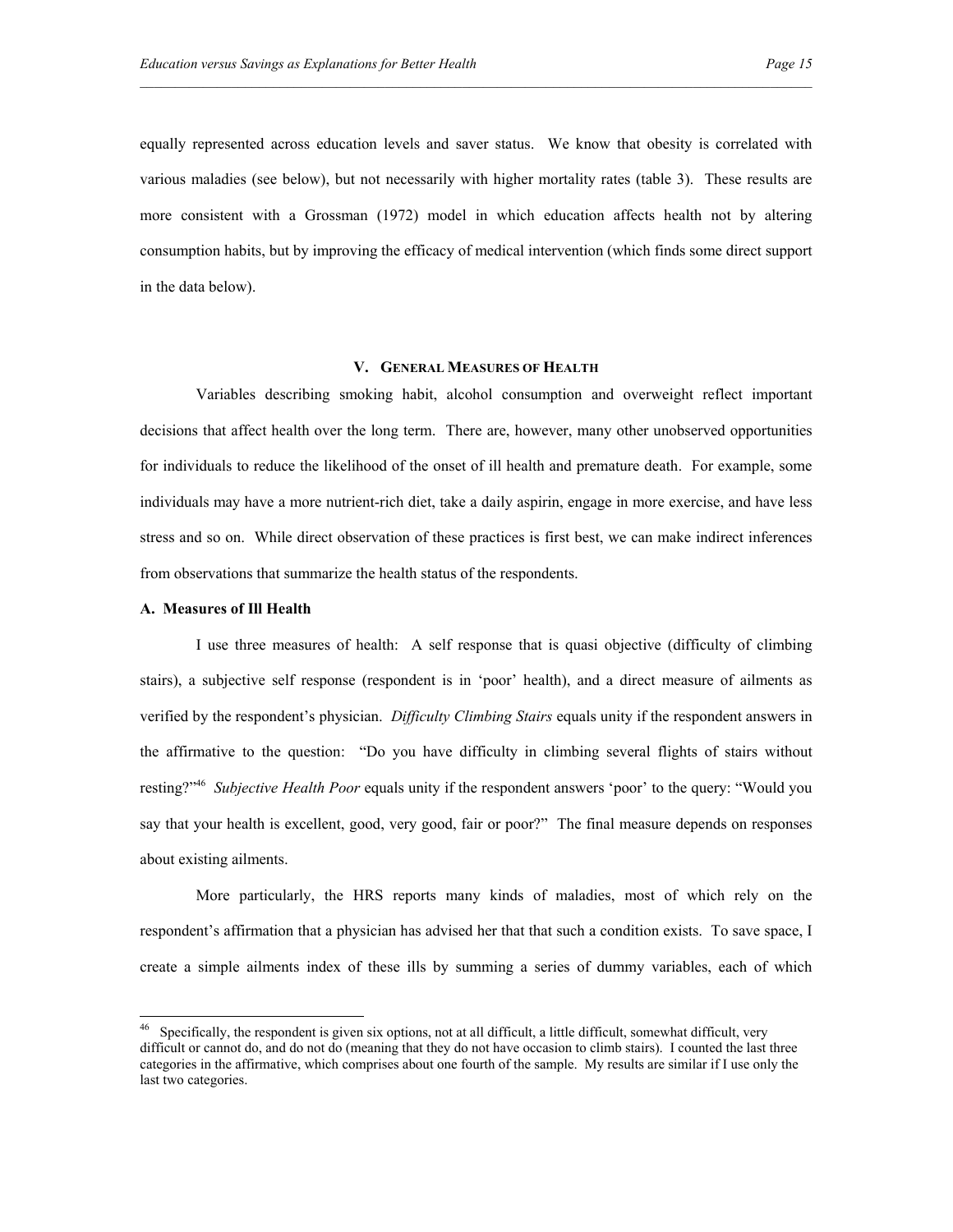equally represented across education levels and saver status. We know that obesity is correlated with various maladies (see below), but not necessarily with higher mortality rates (table 3). These results are more consistent with a Grossman (1972) model in which education affects health not by altering consumption habits, but by improving the efficacy of medical intervention (which finds some direct support in the data below).

## V. General Measures of Health

Variables describing smoking habit, alcohol consumption and overweight reflect important decisions that affect health over the long term. There are, however, many other unobserved opportunities for individuals to reduce the likelihood of the onset of ill health and premature death. For example, some individuals may have a more nutrient-rich diet, take a daily aspirin, engage in more exercise, and have less stress and so on. While direct observation of these practices is first best, we can make indirect inferences from observations that summarize the health status of the respondents.

### A. Measures of Ill Health

I use three measures of health: A self response that is quasi objective (difficulty of climbing stairs), a subjective self response (respondent is in 'poor' health), and a direct measure of ailments as verified by the respondent's physician. *Difficulty Climbing Stairs* equals unity if the respondent answers in the affirmative to the question: "Do you have difficulty in climbing several flights of stairs without resting?"[46] *Subjective Health Poor* equals unity if the respondent answers 'poor' to the query: "Would you say that your health is excellent, good, very good, fair or poor?" The final measure depends on responses about existing ailments.

More particularly, the HRS reports many kinds of maladies, most of which rely on the respondent's affirmation that a physician has advised her that that such a condition exists. To save space, I create a simple ailments index of these ills by summing a series of dummy variables, each of which

[46] Specifically, the respondent is given six options, not at all difficult, a little difficult, somewhat difficult, very difficult or cannot do, and do not do (meaning that they do not have occasion to climb stairs). I counted the last three categories in the affirmative, which comprises about one fourth of the sample. My results are similar if I use only the last two categories.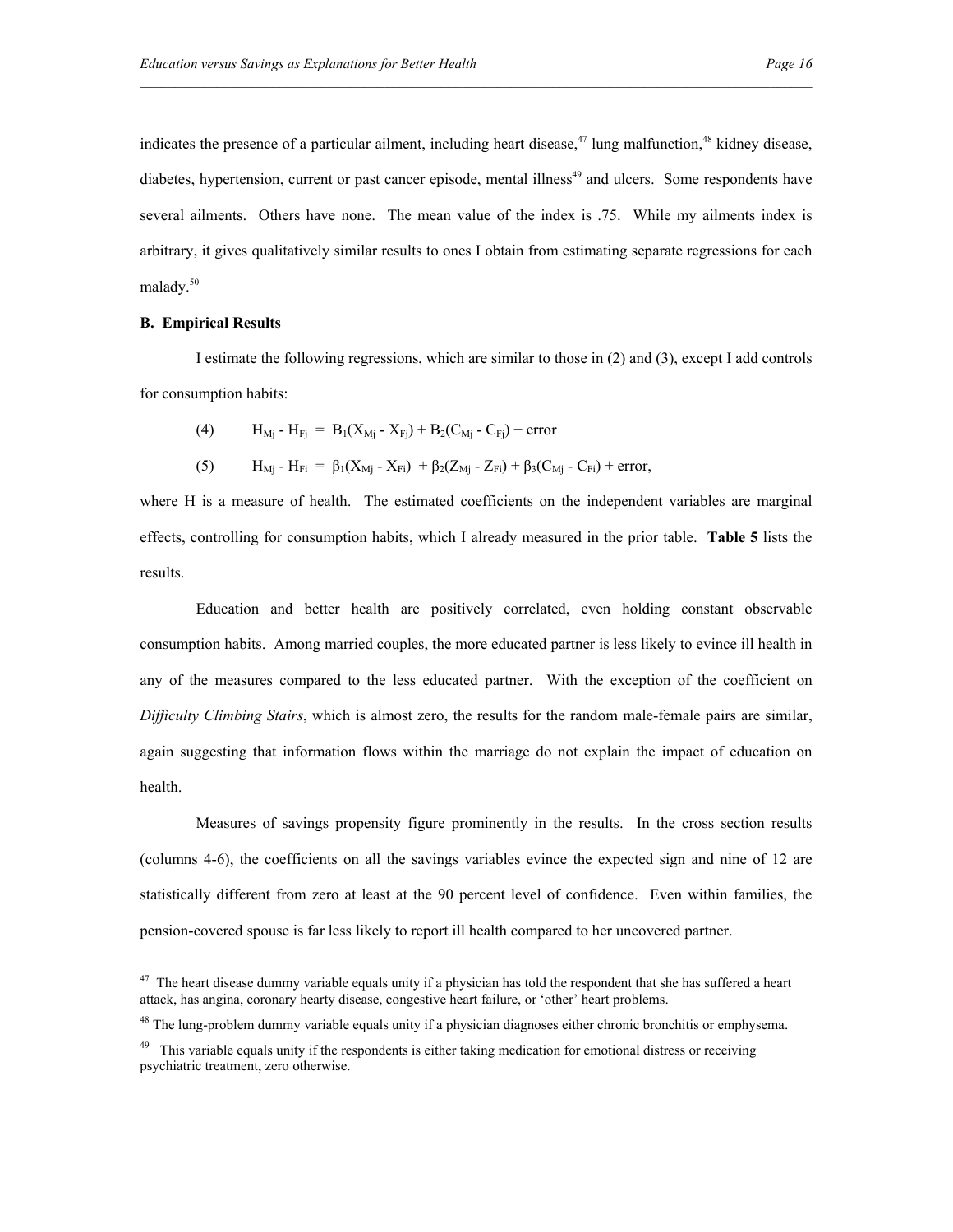indicates the presence of a particular ailment, including heart disease,[47] lung malfunction,[48] kidney disease, diabetes, hypertension, current or past cancer episode, mental illness[49] and ulcers. Some respondents have several ailments. Others have none. The mean value of the index is .75. While my ailments index is arbitrary, it gives qualitatively similar results to ones I obtain from estimating separate regressions for each malady.[50]

### B. Empirical Results

I estimate the following regressions, which are similar to those in (2) and (3), except I add controls for consumption habits:

$$(4) \qquad H_{Mj} - H_{Fj} = B_1(X_{Mj} - X_{Fj}) + B_2(C_{Mj} - C_{Fj}) + \text{error}$$

$$(5) \qquad H_{Mj} - H_{Fi} = \beta_1(X_{Mj} - X_{Fi}) + \beta_2(Z_{Mj} - Z_{Fi}) + \beta_3(C_{Mj} - C_{Fi}) + \text{error,}$$

where H is a measure of health. The estimated coefficients on the independent variables are marginal effects, controlling for consumption habits, which I already measured in the prior table. **Table 5** lists the results.

Education and better health are positively correlated, even holding constant observable consumption habits. Among married couples, the more educated partner is less likely to evince ill health in any of the measures compared to the less educated partner. With the exception of the coefficient on *Difficulty Climbing Stairs*, which is almost zero, the results for the random male-female pairs are similar, again suggesting that information flows within the marriage do not explain the impact of education on health.

Measures of savings propensity figure prominently in the results. In the cross section results (columns 4-6), the coefficients on all the savings variables evince the expected sign and nine of 12 are statistically different from zero at least at the 90 percent level of confidence. Even within families, the pension-covered spouse is far less likely to report ill health compared to her uncovered partner.

---

[47] The heart disease dummy variable equals unity if a physician has told the respondent that she has suffered a heart attack, has angina, coronary hearty disease, congestive heart failure, or 'other' heart problems.

[48] The lung-problem dummy variable equals unity if a physician diagnoses either chronic bronchitis or emphysema.

[49] This variable equals unity if the respondents is either taking medication for emotional distress or receiving psychiatric treatment, zero otherwise.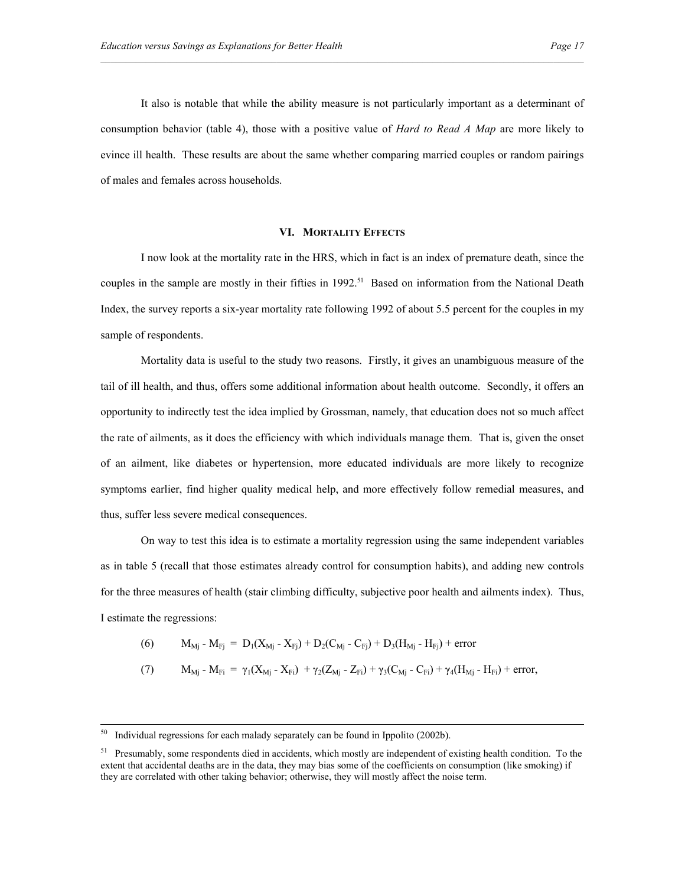It also is notable that while the ability measure is not particularly important as a determinant of consumption behavior (table 4), those with a positive value of *Hard to Read A Map* are more likely to evince ill health. These results are about the same whether comparing married couples or random pairings of males and females across households.

## VI. Mortality Effects

I now look at the mortality rate in the HRS, which in fact is an index of premature death, since the couples in the sample are mostly in their fifties in 1992.[51] Based on information from the National Death Index, the survey reports a six-year mortality rate following 1992 of about 5.5 percent for the couples in my sample of respondents.

Mortality data is useful to the study two reasons. Firstly, it gives an unambiguous measure of the tail of ill health, and thus, offers some additional information about health outcome. Secondly, it offers an opportunity to indirectly test the idea implied by Grossman, namely, that education does not so much affect the rate of ailments, as it does the efficiency with which individuals manage them. That is, given the onset of an ailment, like diabetes or hypertension, more educated individuals are more likely to recognize symptoms earlier, find higher quality medical help, and more effectively follow remedial measures, and thus, suffer less severe medical consequences.

On way to test this idea is to estimate a mortality regression using the same independent variables as in table 5 (recall that those estimates already control for consumption habits), and adding new controls for the three measures of health (stair climbing difficulty, subjective poor health and ailments index). Thus, I estimate the regressions:

$$(6) \qquad M_{Mj} - M_{Fj} = D_1(X_{Mj} - X_{Fj}) + D_2(C_{Mj} - C_{Fj}) + D_3(H_{Mj} - H_{Fj}) + \text{error}$$

$$(7) \qquad M_{Mj} - M_{Fi} = \gamma_1(X_{Mj} - X_{Fi}) + \gamma_2(Z_{Mj} - Z_{Fi}) + \gamma_3(C_{Mj} - C_{Fi}) + \gamma_4(H_{Mj} - H_{Fi}) + \text{error},$$

---

[50] Individual regressions for each malady separately can be found in Ippolito (2002b).

[51] Presumably, some respondents died in accidents, which mostly are independent of existing health condition. To the extent that accidental deaths are in the data, they may bias some of the coefficients on consumption (like smoking) if they are correlated with other taking behavior; otherwise, they will mostly affect the noise term.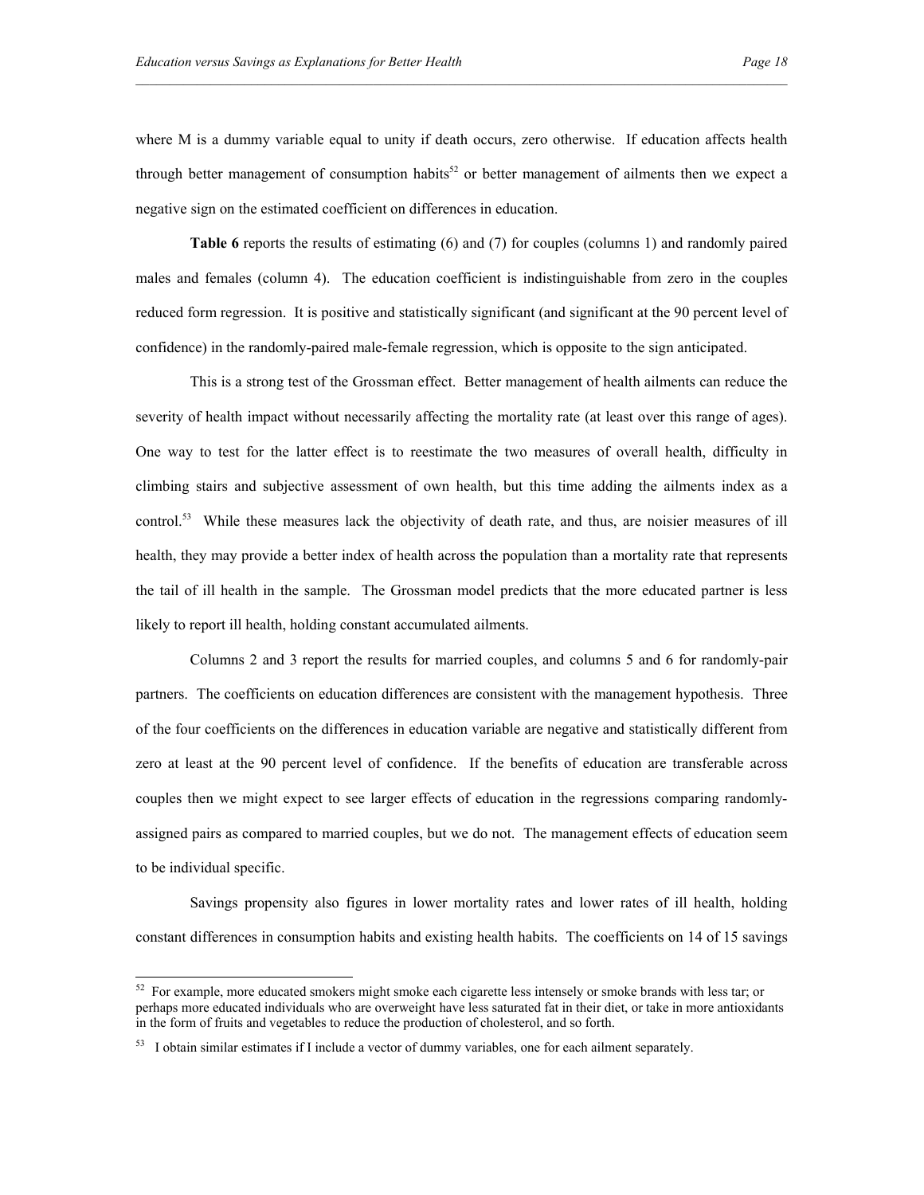where M is a dummy variable equal to unity if death occurs, zero otherwise. If education affects health through better management of consumption habits[52] or better management of ailments then we expect a negative sign on the estimated coefficient on differences in education.

**Table 6** reports the results of estimating (6) and (7) for couples (columns 1) and randomly paired males and females (column 4). The education coefficient is indistinguishable from zero in the couples reduced form regression. It is positive and statistically significant (and significant at the 90 percent level of confidence) in the randomly-paired male-female regression, which is opposite to the sign anticipated.

This is a strong test of the Grossman effect. Better management of health ailments can reduce the severity of health impact without necessarily affecting the mortality rate (at least over this range of ages). One way to test for the latter effect is to reestimate the two measures of overall health, difficulty in climbing stairs and subjective assessment of own health, but this time adding the ailments index as a control.[53] While these measures lack the objectivity of death rate, and thus, are noisier measures of ill health, they may provide a better index of health across the population than a mortality rate that represents the tail of ill health in the sample. The Grossman model predicts that the more educated partner is less likely to report ill health, holding constant accumulated ailments.

Columns 2 and 3 report the results for married couples, and columns 5 and 6 for randomly-pair partners. The coefficients on education differences are consistent with the management hypothesis. Three of the four coefficients on the differences in education variable are negative and statistically different from zero at least at the 90 percent level of confidence. If the benefits of education are transferable across couples then we might expect to see larger effects of education in the regressions comparing randomly-assigned pairs as compared to married couples, but we do not. The management effects of education seem to be individual specific.

Savings propensity also figures in lower mortality rates and lower rates of ill health, holding constant differences in consumption habits and existing health habits. The coefficients on 14 of 15 savings

---

[52] For example, more educated smokers might smoke each cigarette less intensely or smoke brands with less tar; or perhaps more educated individuals who are overweight have less saturated fat in their diet, or take in more antioxidants in the form of fruits and vegetables to reduce the production of cholesterol, and so forth.

[53] I obtain similar estimates if I include a vector of dummy variables, one for each ailment separately.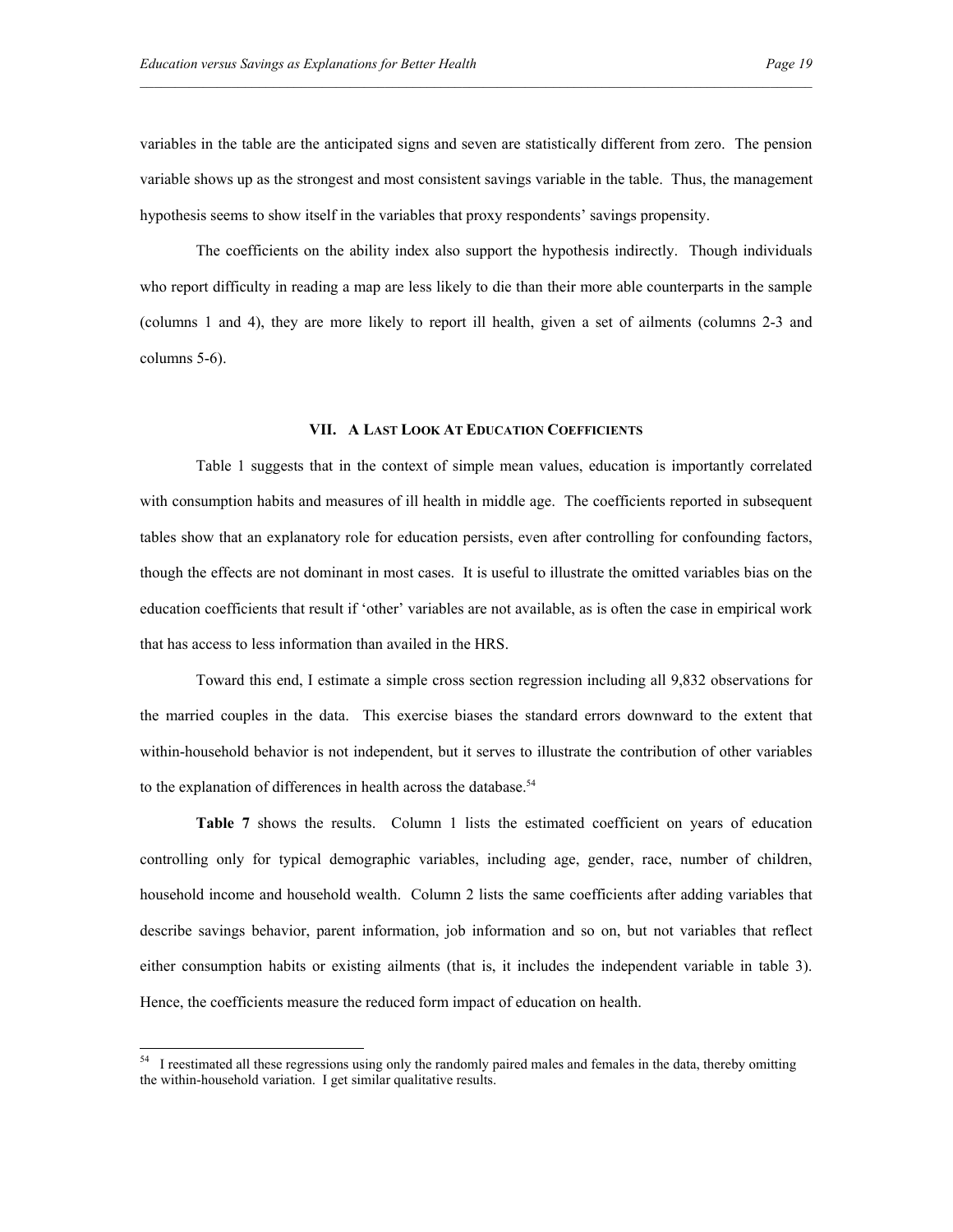variables in the table are the anticipated signs and seven are statistically different from zero. The pension variable shows up as the strongest and most consistent savings variable in the table. Thus, the management hypothesis seems to show itself in the variables that proxy respondents' savings propensity.

The coefficients on the ability index also support the hypothesis indirectly. Though individuals who report difficulty in reading a map are less likely to die than their more able counterparts in the sample (columns 1 and 4), they are more likely to report ill health, given a set of ailments (columns 2-3 and columns 5-6).

## VII. A Last Look At Education Coefficients

Table 1 suggests that in the context of simple mean values, education is importantly correlated with consumption habits and measures of ill health in middle age. The coefficients reported in subsequent tables show that an explanatory role for education persists, even after controlling for confounding factors, though the effects are not dominant in most cases. It is useful to illustrate the omitted variables bias on the education coefficients that result if 'other' variables are not available, as is often the case in empirical work that has access to less information than availed in the HRS.

Toward this end, I estimate a simple cross section regression including all 9,832 observations for the married couples in the data. This exercise biases the standard errors downward to the extent that within-household behavior is not independent, but it serves to illustrate the contribution of other variables to the explanation of differences in health across the database.[54]

**Table 7** shows the results. Column 1 lists the estimated coefficient on years of education controlling only for typical demographic variables, including age, gender, race, number of children, household income and household wealth. Column 2 lists the same coefficients after adding variables that describe savings behavior, parent information, job information and so on, but not variables that reflect either consumption habits or existing ailments (that is, it includes the independent variable in table 3). Hence, the coefficients measure the reduced form impact of education on health.

[54] I reestimated all these regressions using only the randomly paired males and females in the data, thereby omitting the within-household variation. I get similar qualitative results.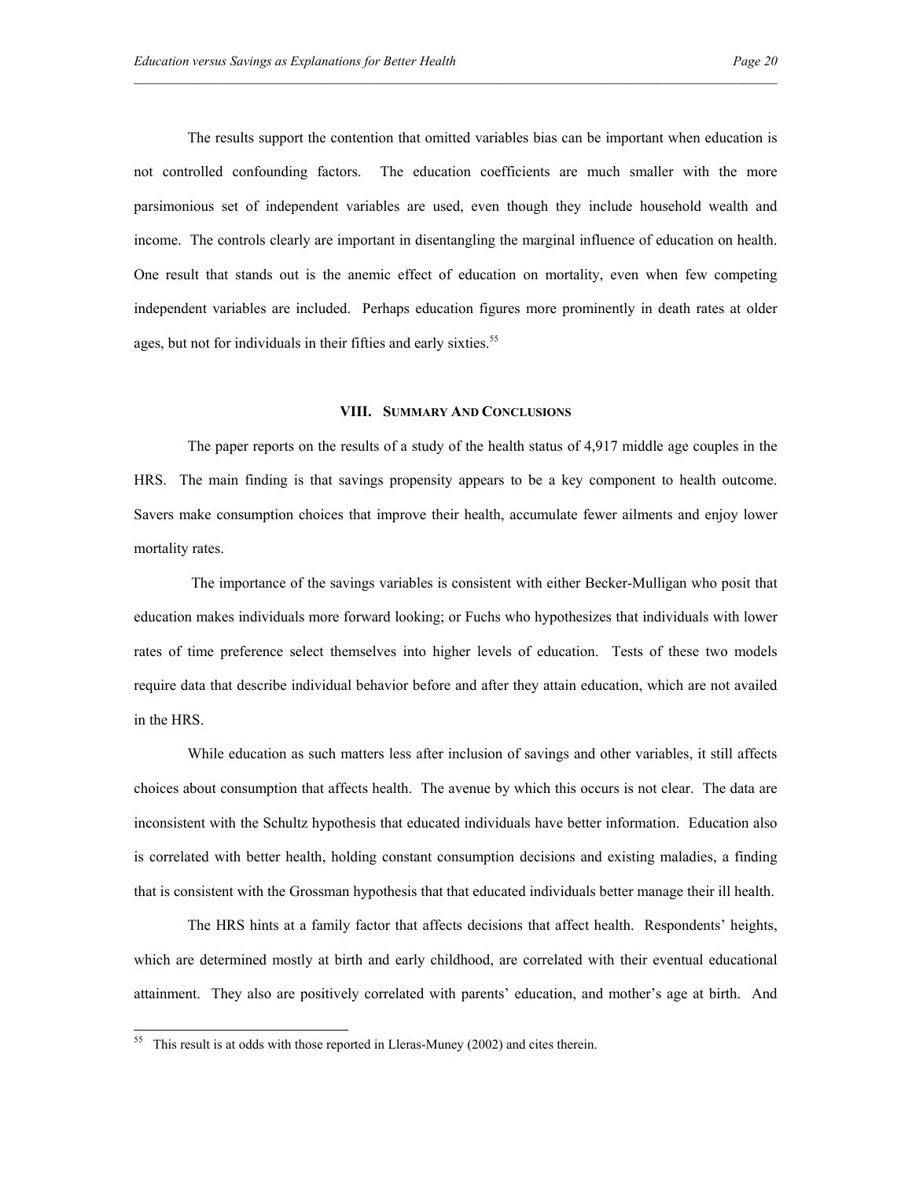The results support the contention that omitted variables bias can be important when education is not controlled confounding factors. The education coefficients are much smaller with the more parsimonious set of independent variables are used, even though they include household wealth and income. The controls clearly are important in disentangling the marginal influence of education on health. One result that stands out is the anemic effect of education on mortality, even when few competing independent variables are included. Perhaps education figures more prominently in death rates at older ages, but not for individuals in their fifties and early sixties.[55]

## VIII. Summary And Conclusions

The paper reports on the results of a study of the health status of 4,917 middle age couples in the HRS. The main finding is that savings propensity appears to be a key component to health outcome. Savers make consumption choices that improve their health, accumulate fewer ailments and enjoy lower mortality rates.

The importance of the savings variables is consistent with either Becker-Mulligan who posit that education makes individuals more forward looking; or Fuchs who hypothesizes that individuals with lower rates of time preference select themselves into higher levels of education. Tests of these two models require data that describe individual behavior before and after they attain education, which are not availed in the HRS.

While education as such matters less after inclusion of savings and other variables, it still affects choices about consumption that affects health. The avenue by which this occurs is not clear. The data are inconsistent with the Schultz hypothesis that educated individuals have better information. Education also is correlated with better health, holding constant consumption decisions and existing maladies, a finding that is consistent with the Grossman hypothesis that that educated individuals better manage their ill health.

The HRS hints at a family factor that affects decisions that affect health. Respondents' heights, which are determined mostly at birth and early childhood, are correlated with their eventual educational attainment. They also are positively correlated with parents' education, and mother's age at birth. And

[55] This result is at odds with those reported in Lleras-Muney (2002) and cites therein.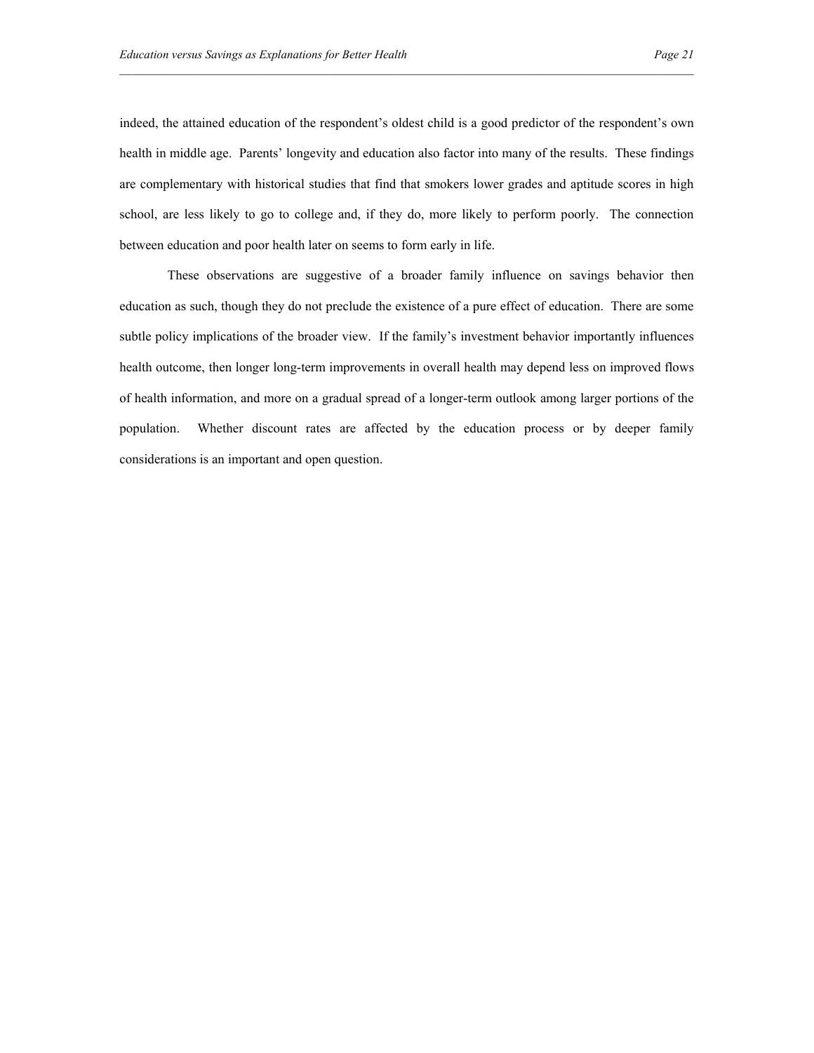indeed, the attained education of the respondent's oldest child is a good predictor of the respondent's own health in middle age. Parents' longevity and education also factor into many of the results. These findings are complementary with historical studies that find that smokers lower grades and aptitude scores in high school, are less likely to go to college and, if they do, more likely to perform poorly. The connection between education and poor health later on seems to form early in life.

These observations are suggestive of a broader family influence on savings behavior then education as such, though they do not preclude the existence of a pure effect of education. There are some subtle policy implications of the broader view. If the family's investment behavior importantly influences health outcome, then longer long-term improvements in overall health may depend less on improved flows of health information, and more on a gradual spread of a longer-term outlook among larger portions of the population. Whether discount rates are affected by the education process or by deeper family considerations is an important and open question.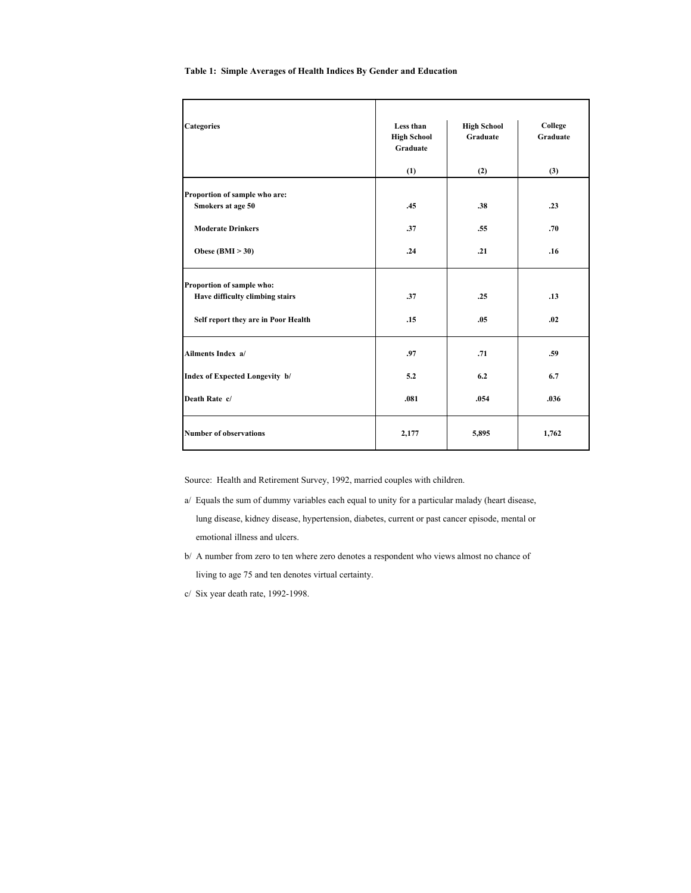**Table 1: Simple Averages of Health Indices By Gender and Education**

| Categories | Less than High School Graduate (1) | High School Graduate (2) | College Graduate (3) |
|---|---|---|---|
| **Proportion of sample who are:** | | | |
| Smokers at age 50 | .45 | .38 | .23 |
| Moderate Drinkers | .37 | .55 | .70 |
| Obese (BMI > 30) | .24 | .21 | .16 |
| **Proportion of sample who:** | | | |
| Have difficulty climbing stairs | .37 | .25 | .13 |
| Self report they are in Poor Health | .15 | .05 | .02 |
| Ailments Index a/ | .97 | .71 | .59 |
| Index of Expected Longevity b/ | 5.2 | 6.2 | 6.7 |
| Death Rate c/ | .081 | .054 | .036 |
| Number of observations | 2,177 | 5,895 | 1,762 |

Source: Health and Retirement Survey, 1992, married couples with children.

a/ Equals the sum of dummy variables each equal to unity for a particular malady (heart disease, lung disease, kidney disease, hypertension, diabetes, current or past cancer episode, mental or emotional illness and ulcers.

b/ A number from zero to ten where zero denotes a respondent who views almost no chance of living to age 75 and ten denotes virtual certainty.

c/ Six year death rate, 1992-1998.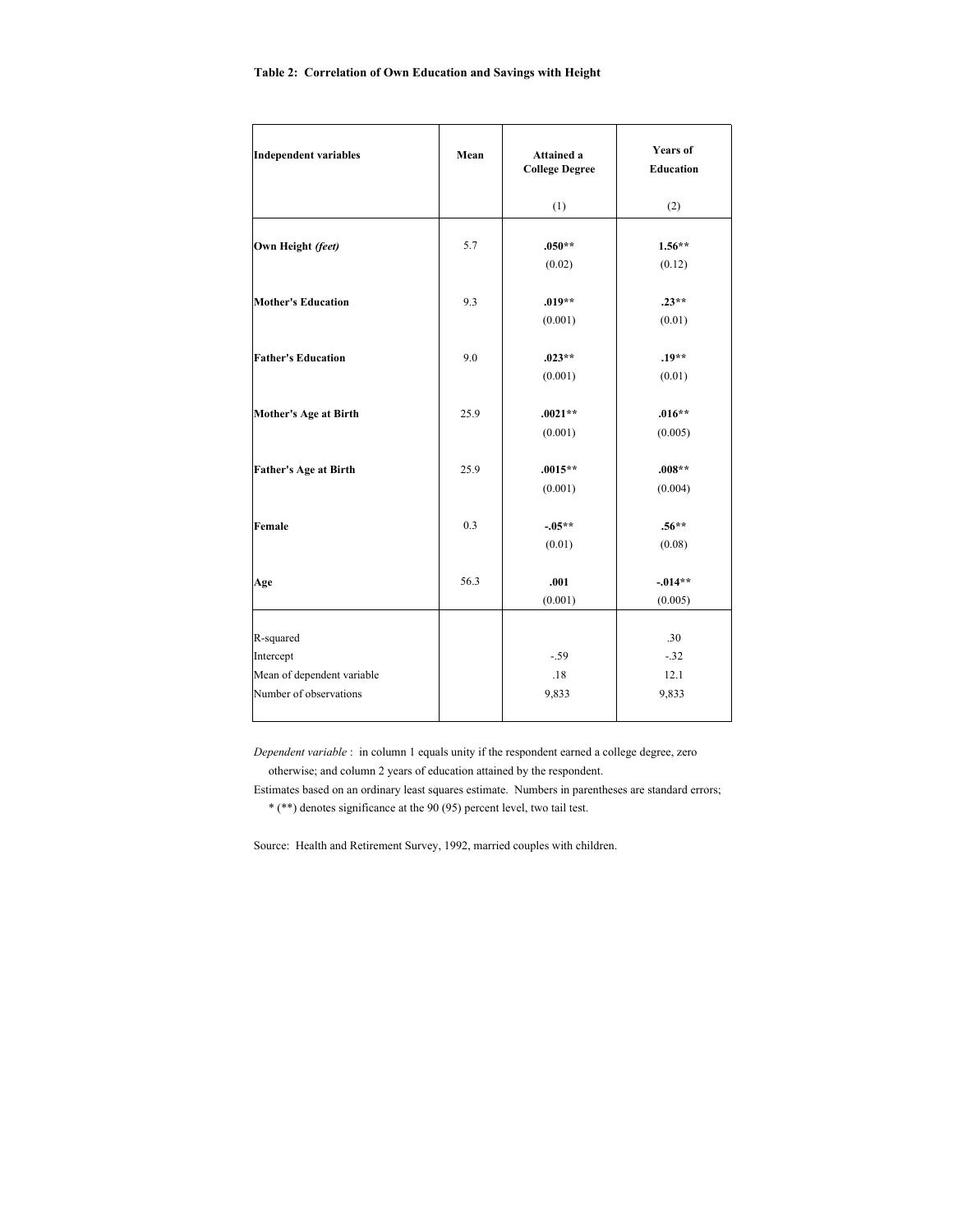**Table 2: Correlation of Own Education and Savings with Height**

| Independent variables | Mean | Attained a College Degree (1) | Years of Education (2) |
|---|---|---|---|
| **Own Height *(feet)*** | 5.7 | **.050\*\*** (0.02) | **1.56\*\*** (0.12) |
| **Mother's Education** | 9.3 | **.019\*\*** (0.001) | **.23\*\*** (0.01) |
| **Father's Education** | 9.0 | **.023\*\*** (0.001) | **.19\*\*** (0.01) |
| **Mother's Age at Birth** | 25.9 | **.0021\*\*** (0.001) | **.016\*\*** (0.005) |
| **Father's Age at Birth** | 25.9 | **.0015\*\*** (0.001) | **.008\*\*** (0.004) |
| **Female** | 0.3 | **-.05\*\*** (0.01) | **.56\*\*** (0.08) |
| **Age** | 56.3 | **.001** (0.001) | **-.014\*\*** (0.005) |
| R-squared | | | .30 |
| Intercept | | -.59 | -.32 |
| Mean of dependent variable | | .18 | 12.1 |
| Number of observations | | 9,833 | 9,833 |

*Dependent variable* : in column 1 equals unity if the respondent earned a college degree, zero otherwise; and column 2 years of education attained by the respondent.

Estimates based on an ordinary least squares estimate. Numbers in parentheses are standard errors; * (**) denotes significance at the 90 (95) percent level, two tail test.

Source: Health and Retirement Survey, 1992, married couples with children.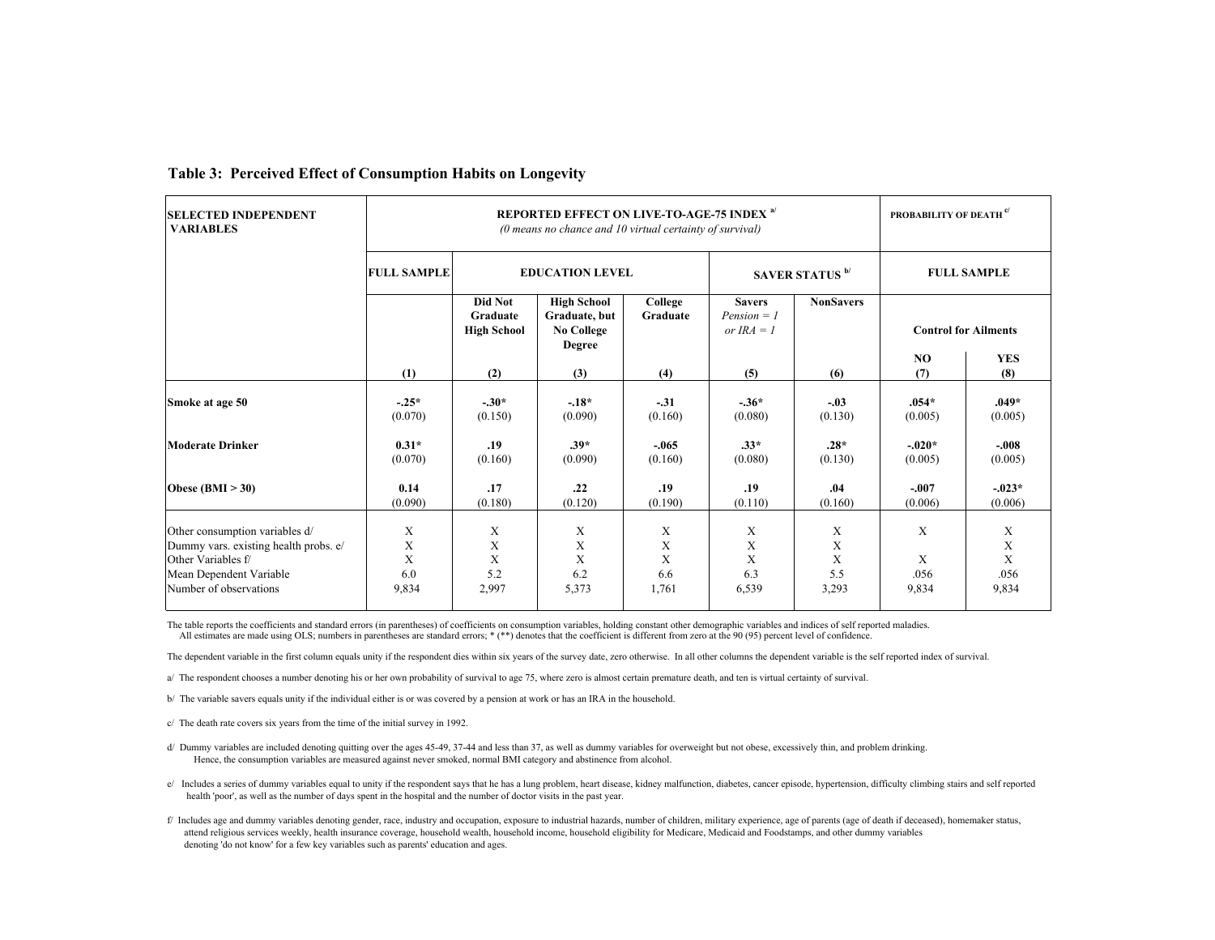## Table 3: Perceived Effect of Consumption Habits on Longevity

| SELECTED INDEPENDENT VARIABLES | REPORTED EFFECT ON LIVE-TO-AGE-75 INDEX [a/] *(0 means no chance and 10 virtual certainty of survival)* | | | | | | PROBABILITY OF DEATH [c/] | |
|---|---|---|---|---|---|---|---|---|
| | FULL SAMPLE | EDUCATION LEVEL | | | SAVER STATUS [b/] | | FULL SAMPLE | |
| | | Did Not Graduate High School | High School Graduate, but No College Degree | College Graduate | Savers *Pension = 1 or IRA = 1* | NonSavers | Control for Ailments NO | Control for Ailments YES |
| | (1) | (2) | (3) | (4) | (5) | (6) | (7) | (8) |
| **Smoke at age 50** | **-.25*** | **-.30*** | **-.18*** | **-.31** | **-.36*** | **-.03** | **.054*** | **.049*** |
| | (0.070) | (0.150) | (0.090) | (0.160) | (0.080) | (0.130) | (0.005) | (0.005) |
| **Moderate Drinker** | **0.31*** | **.19** | **.39*** | **-.065** | **.33*** | **.28*** | **-.020*** | **-.008** |
| | (0.070) | (0.160) | (0.090) | (0.160) | (0.080) | (0.130) | (0.005) | (0.005) |
| **Obese (BMI > 30)** | **0.14** | **.17** | **.22** | **.19** | **.19** | **.04** | **-.007** | **-.023*** |
| | (0.090) | (0.180) | (0.120) | (0.190) | (0.110) | (0.160) | (0.006) | (0.006) |
| Other consumption variables d/ | X | X | X | X | X | X | X | X |
| Dummy vars. existing health probs. e/ | X | X | X | X | X | X | | X |
| Other Variables f/ | X | X | X | X | X | X | X | X |
| Mean Dependent Variable | 6.0 | 5.2 | 6.2 | 6.6 | 6.3 | 5.5 | .056 | .056 |
| Number of observations | 9,834 | 2,997 | 5,373 | 1,761 | 6,539 | 3,293 | 9,834 | 9,834 |

The table reports the coefficients and standard errors (in parentheses) of coefficients on consumption variables, holding constant other demographic variables and indices of self reported maladies.
All estimates are made using OLS; numbers in parentheses are standard errors; * (**) denotes that the coefficient is different from zero at the 90 (95) percent level of confidence.

The dependent variable in the first column equals unity if the respondent dies within six years of the survey date, zero otherwise. In all other columns the dependent variable is the self reported index of survival.

a/ The respondent chooses a number denoting his or her own probability of survival to age 75, where zero is almost certain premature death, and ten is virtual certainty of survival.

b/ The variable savers equals unity if the individual either is or was covered by a pension at work or has an IRA in the household.

c/ The death rate covers six years from the time of the initial survey in 1992.

d/ Dummy variables are included denoting quitting over the ages 45-49, 37-44 and less than 37, as well as dummy variables for overweight but not obese, excessively thin, and problem drinking.
Hence, the consumption variables are measured against never smoked, normal BMI category and abstinence from alcohol.

e/ Includes a series of dummy variables equal to unity if the respondent says that he has a lung problem, heart disease, kidney malfunction, diabetes, cancer episode, hypertension, difficulty climbing stairs and self reported health 'poor', as well as the number of days spent in the hospital and the number of doctor visits in the past year.

f/ Includes age and dummy variables denoting gender, race, industry and occupation, exposure to industrial hazards, number of children, military experience, age of parents (age of death if deceased), homemaker status, attend religious services weekly, health insurance coverage, household wealth, household income, household eligibility for Medicare, Medicaid and Foodstamps, and other dummy variables denoting 'do not know' for a few key variables such as parents' education and ages.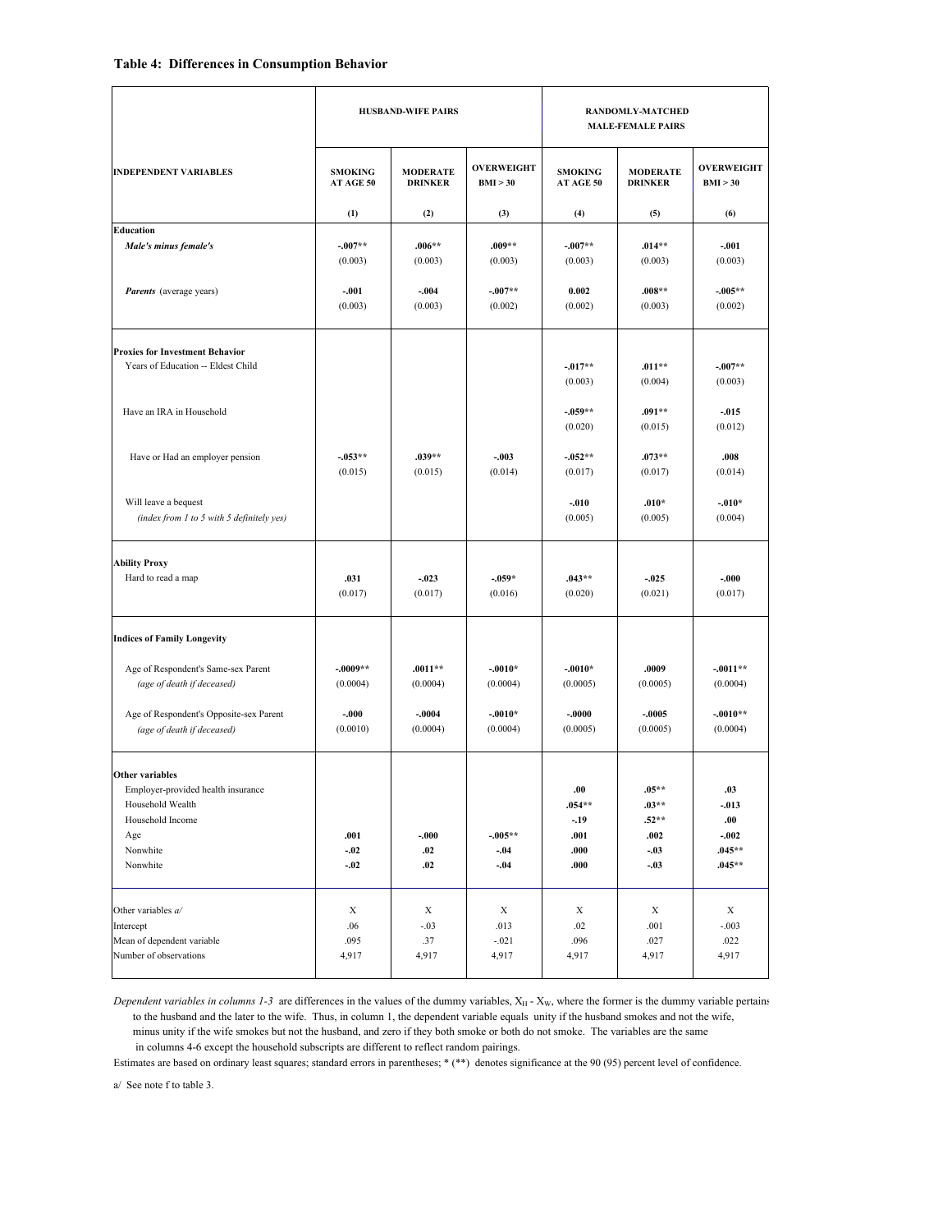**Table 4: Differences in Consumption Behavior**

| INDEPENDENT VARIABLES | HUSBAND-WIFE PAIRS | | | RANDOMLY-MATCHED MALE-FEMALE PAIRS | | |
|---|---|---|---|---|---|---|
| | SMOKING AT AGE 50 | MODERATE DRINKER | OVERWEIGHT BMI > 30 | SMOKING AT AGE 50 | MODERATE DRINKER | OVERWEIGHT BMI > 30 |
| | (1) | (2) | (3) | (4) | (5) | (6) |
| **Education** | | | | | | |
| ***Male's minus female's*** | **-.007**** | **.006**** | **.009**** | **-.007**** | **.014**** | **-.001** |
| | (0.003) | (0.003) | (0.003) | (0.003) | (0.003) | (0.003) |
| ***Parents*** (average years) | **-.001** | **-.004** | **-.007**** | **0.002** | **.008**** | **-.005**** |
| | (0.003) | (0.003) | (0.002) | (0.002) | (0.003) | (0.002) |
| **Proxies for Investment Behavior** | | | | | | |
| Years of Education -- Eldest Child | | | | **-.017**** | **.011**** | **-.007**** |
| | | | | (0.003) | (0.004) | (0.003) |
| Have an IRA in Household | | | | **-.059**** | **.091**** | **-.015** |
| | | | | (0.020) | (0.015) | (0.012) |
| Have or Had an employer pension | **-.053**** | **.039**** | **-.003** | **-.052**** | **.073**** | **.008** |
| | (0.015) | (0.015) | (0.014) | (0.017) | (0.017) | (0.014) |
| Will leave a bequest *(index from 1 to 5 with 5 definitely yes)* | | | | **-.010** | **.010*** | **-.010*** |
| | | | | (0.005) | (0.005) | (0.004) |
| **Ability Proxy** | | | | | | |
| Hard to read a map | **.031** | **-.023** | **-.059*** | **.043**** | **-.025** | **-.000** |
| | (0.017) | (0.017) | (0.016) | (0.020) | (0.021) | (0.017) |
| **Indices of Family Longevity** | | | | | | |
| Age of Respondent's Same-sex Parent *(age of death if deceased)* | **-.0009**** | **.0011**** | **-.0010*** | **-.0010*** | **.0009** | **-.0011**** |
| | (0.0004) | (0.0004) | (0.0004) | (0.0005) | (0.0005) | (0.0004) |
| Age of Respondent's Opposite-sex Parent *(age of death if deceased)* | **-.000** | **-.0004** | **-.0010*** | **-.0000** | **-.0005** | **-.0010**** |
| | (0.0010) | (0.0004) | (0.0004) | (0.0005) | (0.0005) | (0.0004) |
| **Other variables** | | | | | | |
| Employer-provided health insurance | | | | **.00** | **.05**** | **.03** |
| Household Wealth | | | | **.054**** | **.03**** | **-.013** |
| Household Income | | | | **-.19** | **.52**** | **.00** |
| Age | **.001** | **-.000** | **-.005**** | **.001** | **.002** | **-.002** |
| Nonwhite | **-.02** | **.02** | **-.04** | **.000** | **-.03** | **.045**** |
| Nonwhite | **-.02** | **.02** | **-.04** | **.000** | **-.03** | **.045**** |
| Other variables *a/* | X | X | X | X | X | X |
| Intercept | .06 | -.03 | .013 | .02 | .001 | -.003 |
| Mean of dependent variable | .095 | .37 | -.021 | .096 | .027 | .022 |
| Number of observations | 4,917 | 4,917 | 4,917 | 4,917 | 4,917 | 4,917 |

*Dependent variables in columns 1-3* are differences in the values of the dummy variables, $X_H - X_W$, where the former is the dummy variable pertains to the husband and the later to the wife. Thus, in column 1, the dependent variable equals unity if the husband smokes and not the wife, minus unity if the wife smokes but not the husband, and zero if they both smoke or both do not smoke. The variables are the same in columns 4-6 except the household subscripts are different to reflect random pairings.

Estimates are based on ordinary least squares; standard errors in parentheses; * (**) denotes significance at the 90 (95) percent level of confidence.

a/ See note f to table 3.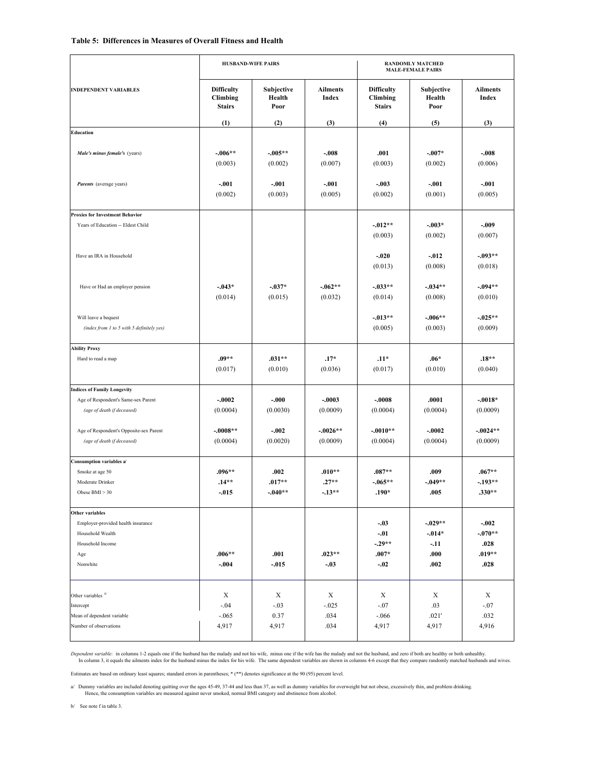**Table 5: Differences in Measures of Overall Fitness and Health**

| INDEPENDENT VARIABLES | HUSBAND-WIFE PAIRS | | | RANDOMLY MATCHED MALE-FEMALE PAIRS | | |
|---|---|---|---|---|---|---|
| | Difficulty Climbing Stairs | Subjective Health Poor | Ailments Index | Difficulty Climbing Stairs | Subjective Health Poor | Ailments Index |
| | (1) | (2) | (3) | (4) | (5) | (3) |
| **Education** | | | | | | |
| *Male's minus female's* (years) | **-.006**** | **-.005**** | **-.008** | **.001** | **-.007*** | **-.008** |
| | (0.003) | (0.002) | (0.007) | (0.003) | (0.002) | (0.006) |
| *Parents* (average years) | **-.001** | **-.001** | **-.001** | **-.003** | **-.001** | **-.001** |
| | (0.002) | (0.003) | (0.005) | (0.002) | (0.001) | (0.005) |
| **Proxies for Investment Behavior** | | | | | | |
| Years of Education -- Eldest Child | | | | **-.012**** | **-.003*** | **-.009** |
| | | | | (0.003) | (0.002) | (0.007) |
| Have an IRA in Household | | | | **-.020** | **-.012** | **-.093**** |
| | | | | (0.013) | (0.008) | (0.018) |
| Have or Had an employer pension | **-.043*** | **-.037*** | **-.062**** | **-.033**** | **-.034**** | **-.094**** |
| | (0.014) | (0.015) | (0.032) | (0.014) | (0.008) | (0.010) |
| Will leave a bequest *(index from 1 to 5 with 5 definitely yes)* | | | | **-.013**** | **-.006**** | **-.025**** |
| | | | | (0.005) | (0.003) | (0.009) |
| **Ability Proxy** | | | | | | |
| Hard to read a map | **.09**** | **.031**** | **.17*** | **.11*** | **.06*** | **.18**** |
| | (0.017) | (0.010) | (0.036) | (0.017) | (0.010) | (0.040) |
| **Indices of Family Longevity** | | | | | | |
| Age of Respondent's Same-sex Parent *(age of death if deceased)* | **-.0002** | **-.000** | **-.0003** | **-.0008** | **.0001** | **-.0018*** |
| | (0.0004) | (0.0030) | (0.0009) | (0.0004) | (0.0004) | (0.0009) |
| Age of Respondent's Opposite-sex Parent *(age of death if deceased)* | **-.0008**** | **-.002** | **-.0026**** | **-.0010**** | **-.0002** | **-.0024**** |
| | (0.0004) | (0.0020) | (0.0009) | (0.0004) | (0.0004) | (0.0009) |
| **Consumption variables a/** | | | | | | |
| Smoke at age 50 | **.096**** | **.002** | **.010**** | **.087**** | **.009** | **.067**** |
| Moderate Drinker | **.14**** | **.017**** | **.27**** | **-.065**** | **-.049**** | **-.193**** |
| Obese BMI > 30 | **-.015** | **-.040**** | **-.13**** | **.190*** | **.005** | **.330**** |
| **Other variables** | | | | | | |
| Employer-provided health insurance | | | | **-.03** | **-.029**** | **-.002** |
| Household Wealth | | | | **-.01** | **-.014*** | **-.070**** |
| Household Income | | | | **-.29**** | **-.11** | **.028** |
| Age | **.006**** | **.001** | **.023**** | **.007*** | **.000** | **.019**** |
| Nonwhite | **-.004** | **-.015** | **-.03** | **-.02** | **.002** | **.028** |
| Other variables b/ | X | X | X | X | X | X |
| Intercept | -.04 | -.03 | -.025 | -.07 | .03 | -.07 |
| Mean of dependent variable | -.065 | 0.37 | .034 | -.066 | .021' | .032 |
| Number of observations | 4,917 | 4,917 | .034 | 4,917 | 4,917 | 4,916 |

*Dependent variable:* in columns 1-2 equals one if the husband has the malady and not his wife, minus one if the wife has the malady and not the husband, and zero if both are healthy or both unhealthy. In column 3, it equals the ailments index for the husband minus the index for his wife. The same dependent variables are shown in columns 4-6 except that they compare randomly matched husbands and wives.

Estimates are based on ordinary least squares; standard errors in parentheses; * (**) denotes significance at the 90 (95) percent level.

a/ Dummy variables are included denoting quitting over the ages 45-49, 37-44 and less than 37, as well as dummy variables for overweight but not obese, excessively thin, and problem drinking. Hence, the consumption variables are measured against never smoked, normal BMI category and abstinence from alcohol.

b/ See note f in table 3.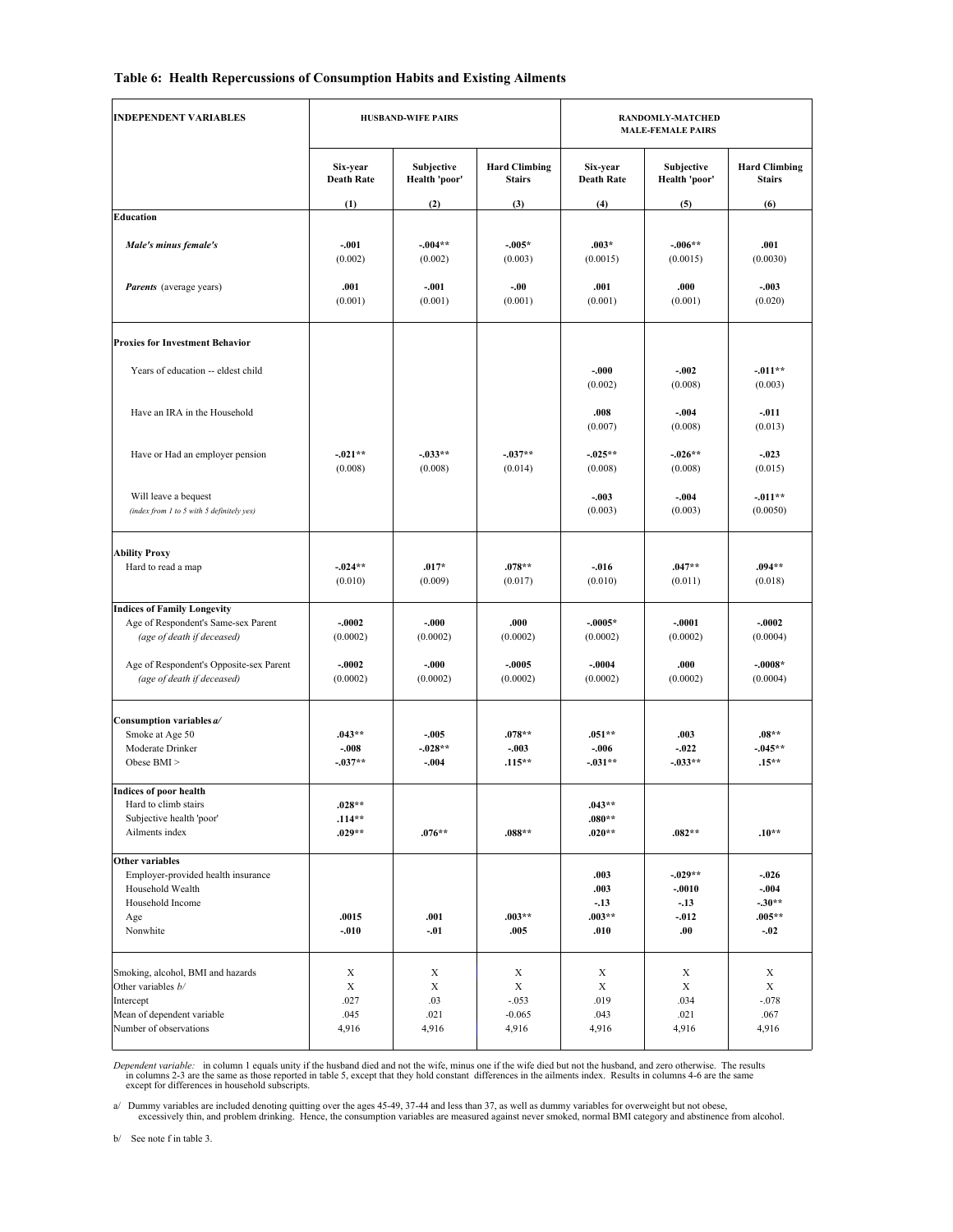**Table 6: Health Repercussions of Consumption Habits and Existing Ailments**

| INDEPENDENT VARIABLES | HUSBAND-WIFE PAIRS | | | RANDOMLY-MATCHED MALE-FEMALE PAIRS | | |
|---|---|---|---|---|---|---|
| | Six-year Death Rate | Subjective Health 'poor' | Hard Climbing Stairs | Six-year Death Rate | Subjective Health 'poor' | Hard Climbing Stairs |
| | (1) | (2) | (3) | (4) | (5) | (6) |
| **Education** | | | | | | |
| ***Male's minus female's*** | **-.001** | **-.004\*\*** | **-.005\*** | **.003\*** | **-.006\*\*** | **.001** |
| | (0.002) | (0.002) | (0.003) | (0.0015) | (0.0015) | (0.0030) |
| ***Parents*** (average years) | **.001** | **-.001** | **-.00** | **.001** | **.000** | **-.003** |
| | (0.001) | (0.001) | (0.001) | (0.001) | (0.001) | (0.020) |
| **Proxies for Investment Behavior** | | | | | | |
| Years of education -- eldest child | | | | **-.000** | **-.002** | **-.011\*\*** |
| | | | | (0.002) | (0.008) | (0.003) |
| Have an IRA in the Household | | | | **.008** | **-.004** | **-.011** |
| | | | | (0.007) | (0.008) | (0.013) |
| Have or Had an employer pension | **-.021\*\*** | **-.033\*\*** | **-.037\*\*** | **-.025\*\*** | **-.026\*\*** | **-.023** |
| | (0.008) | (0.008) | (0.014) | (0.008) | (0.008) | (0.015) |
| Will leave a bequest *(index from 1 to 5 with 5 definitely yes)* | | | | **-.003** | **-.004** | **-.011\*\*** |
| | | | | (0.003) | (0.003) | (0.0050) |
| **Ability Proxy** | | | | | | |
| Hard to read a map | **-.024\*\*** | **.017\*** | **.078\*\*** | **-.016** | **.047\*\*** | **.094\*\*** |
| | (0.010) | (0.009) | (0.017) | (0.010) | (0.011) | (0.018) |
| **Indices of Family Longevity** | | | | | | |
| Age of Respondent's Same-sex Parent *(age of death if deceased)* | **-.0002** | **-.000** | **.000** | **-.0005\*** | **-.0001** | **-.0002** |
| | (0.0002) | (0.0002) | (0.0002) | (0.0002) | (0.0002) | (0.0004) |
| Age of Respondent's Opposite-sex Parent *(age of death if deceased)* | **-.0002** | **-.000** | **-.0005** | **-.0004** | **.000** | **-.0008\*** |
| | (0.0002) | (0.0002) | (0.0002) | (0.0002) | (0.0002) | (0.0004) |
| **Consumption variables *a/*** | | | | | | |
| Smoke at Age 50 | **.043\*\*** | **-.005** | **.078\*\*** | **.051\*\*** | **.003** | **.08\*\*** |
| Moderate Drinker | **-.008** | **-.028\*\*** | **-.003** | **-.006** | **-.022** | **-.045\*\*** |
| Obese BMI > | **-.037\*\*** | **-.004** | **.115\*\*** | **-.031\*\*** | **-.033\*\*** | **.15\*\*** |
| **Indices of poor health** | | | | | | |
| Hard to climb stairs | **.028\*\*** | | | **.043\*\*** | | |
| Subjective health 'poor' | **.114\*\*** | | | **.080\*\*** | | |
| Ailments index | **.029\*\*** | **.076\*\*** | **.088\*\*** | **.020\*\*** | **.082\*\*** | **.10\*\*** |
| **Other variables** | | | | | | |
| Employer-provided health insurance | | | | **.003** | **-.029\*\*** | **-.026** |
| Household Wealth | | | | **.003** | **-.0010** | **-.004** |
| Household Income | | | | **-.13** | **-.13** | **-.30\*\*** |
| Age | **.0015** | **.001** | **.003\*\*** | **.003\*\*** | **-.012** | **.005\*\*** |
| Nonwhite | **-.010** | **-.01** | **.005** | **.010** | **.00** | **-.02** |
| Smoking, alcohol, BMI and hazards | X | X | X | X | X | X |
| Other variables *b/* | X | X | X | X | X | X |
| Intercept | .027 | .03 | -.053 | .019 | .034 | -.078 |
| Mean of dependent variable | .045 | .021 | -0.065 | .043 | .021 | .067 |
| Number of observations | 4,916 | 4,916 | 4,916 | 4,916 | 4,916 | 4,916 |

*Dependent variable:* in column 1 equals unity if the husband died and not the wife, minus one if the wife died but not the husband, and zero otherwise. The results in columns 2-3 are the same as those reported in table 5, except that they hold constant differences in the ailments index. Results in columns 4-6 are the same except for differences in household subscripts.

a/ Dummy variables are included denoting quitting over the ages 45-49, 37-44 and less than 37, as well as dummy variables for overweight but not obese, excessively thin, and problem drinking. Hence, the consumption variables are measured against never smoked, normal BMI category and abstinence from alcohol.

b/ See note f in table 3.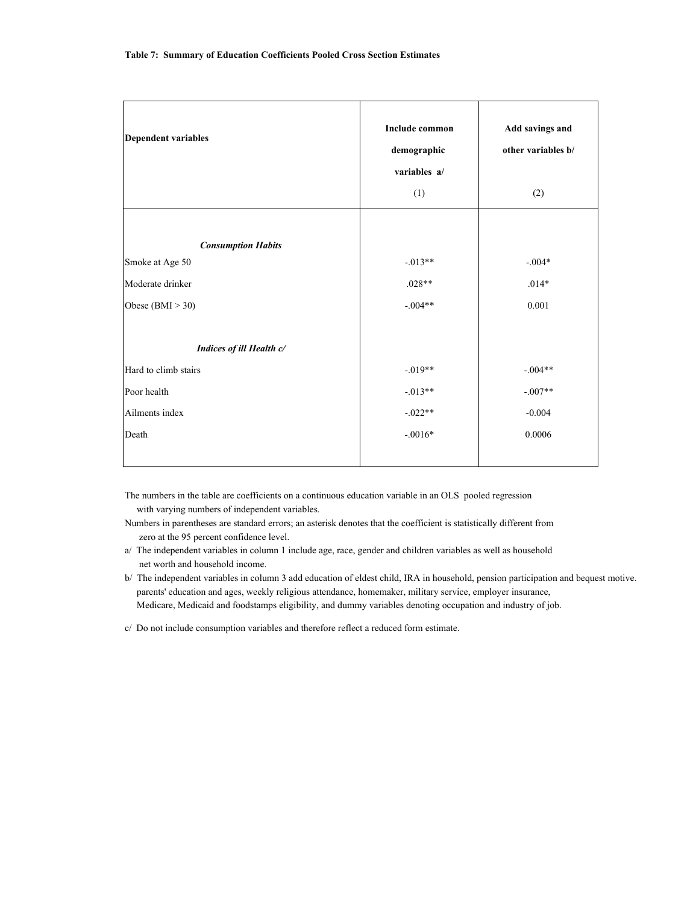**Table 7: Summary of Education Coefficients Pooled Cross Section Estimates**

| Dependent variables | Include common demographic variables a/ (1) | Add savings and other variables b/ (2) |
|---|---|---|
| ***Consumption Habits*** | | |
| Smoke at Age 50 | -.013** | -.004* |
| Moderate drinker | .028** | .014* |
| Obese (BMI > 30) | -.004** | 0.001 |
| ***Indices of ill Health c/*** | | |
| Hard to climb stairs | -.019** | -.004** |
| Poor health | -.013** | -.007** |
| Ailments index | -.022** | -0.004 |
| Death | -.0016* | 0.0006 |

The numbers in the table are coefficients on a continuous education variable in an OLS pooled regression with varying numbers of independent variables.

Numbers in parentheses are standard errors; an asterisk denotes that the coefficient is statistically different from zero at the 95 percent confidence level.

a/ The independent variables in column 1 include age, race, gender and children variables as well as household net worth and household income.

b/ The independent variables in column 3 add education of eldest child, IRA in household, pension participation and bequest motive. parents' education and ages, weekly religious attendance, homemaker, military service, employer insurance, Medicare, Medicaid and foodstamps eligibility, and dummy variables denoting occupation and industry of job.

c/ Do not include consumption variables and therefore reflect a reduced form estimate.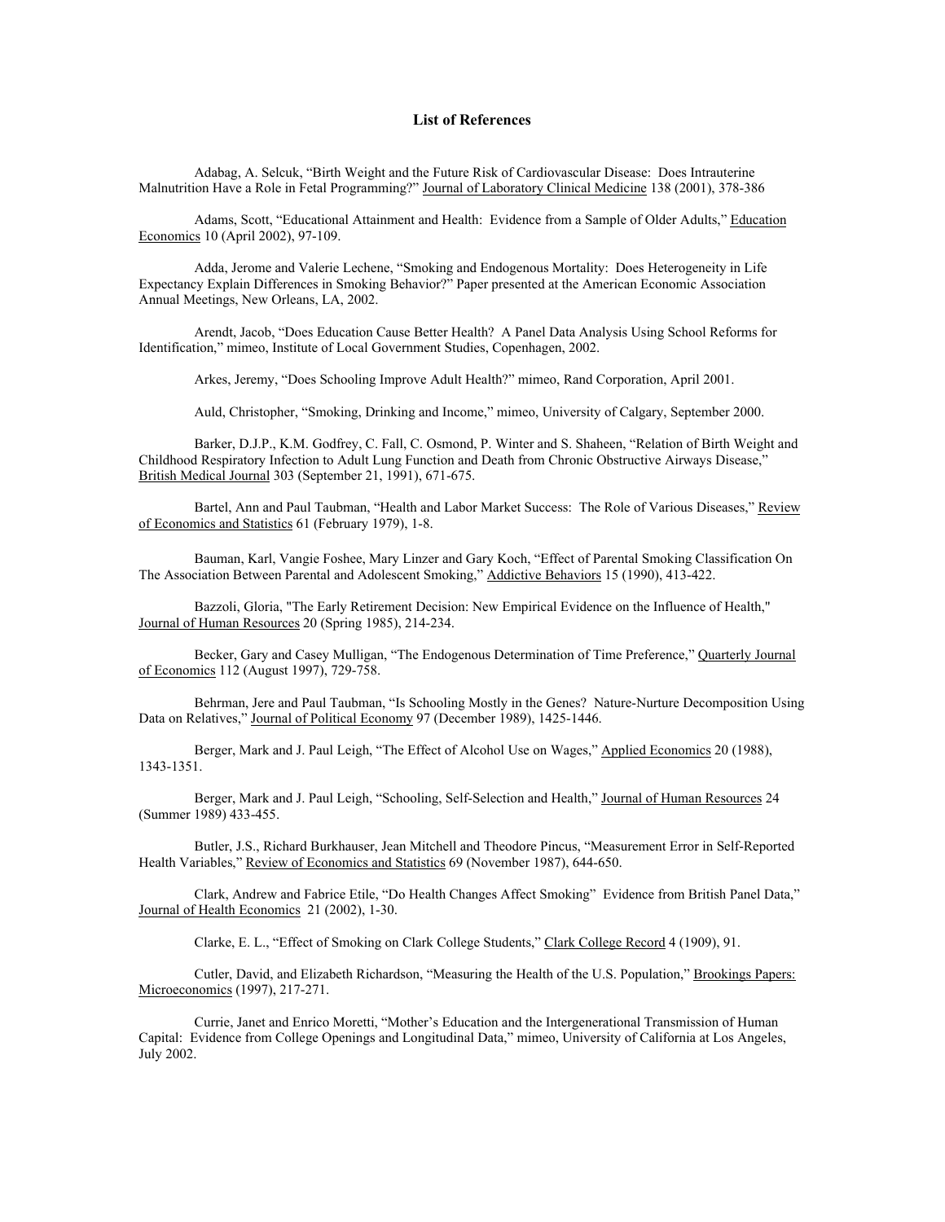## List of References

Adabag, A. Selcuk, "Birth Weight and the Future Risk of Cardiovascular Disease: Does Intrauterine Malnutrition Have a Role in Fetal Programming?" Journal of Laboratory Clinical Medicine 138 (2001), 378-386

Adams, Scott, "Educational Attainment and Health: Evidence from a Sample of Older Adults," Education Economics 10 (April 2002), 97-109.

Adda, Jerome and Valerie Lechene, "Smoking and Endogenous Mortality: Does Heterogeneity in Life Expectancy Explain Differences in Smoking Behavior?" Paper presented at the American Economic Association Annual Meetings, New Orleans, LA, 2002.

Arendt, Jacob, "Does Education Cause Better Health? A Panel Data Analysis Using School Reforms for Identification," mimeo, Institute of Local Government Studies, Copenhagen, 2002.

Arkes, Jeremy, "Does Schooling Improve Adult Health?" mimeo, Rand Corporation, April 2001.

Auld, Christopher, "Smoking, Drinking and Income," mimeo, University of Calgary, September 2000.

Barker, D.J.P., K.M. Godfrey, C. Fall, C. Osmond, P. Winter and S. Shaheen, "Relation of Birth Weight and Childhood Respiratory Infection to Adult Lung Function and Death from Chronic Obstructive Airways Disease," British Medical Journal 303 (September 21, 1991), 671-675.

Bartel, Ann and Paul Taubman, "Health and Labor Market Success: The Role of Various Diseases," Review of Economics and Statistics 61 (February 1979), 1-8.

Bauman, Karl, Vangie Foshee, Mary Linzer and Gary Koch, "Effect of Parental Smoking Classification On The Association Between Parental and Adolescent Smoking," Addictive Behaviors 15 (1990), 413-422.

Bazzoli, Gloria, "The Early Retirement Decision: New Empirical Evidence on the Influence of Health," Journal of Human Resources 20 (Spring 1985), 214-234.

Becker, Gary and Casey Mulligan, "The Endogenous Determination of Time Preference," Quarterly Journal of Economics 112 (August 1997), 729-758.

Behrman, Jere and Paul Taubman, "Is Schooling Mostly in the Genes? Nature-Nurture Decomposition Using Data on Relatives," Journal of Political Economy 97 (December 1989), 1425-1446.

Berger, Mark and J. Paul Leigh, "The Effect of Alcohol Use on Wages," Applied Economics 20 (1988), 1343-1351.

Berger, Mark and J. Paul Leigh, "Schooling, Self-Selection and Health," Journal of Human Resources 24 (Summer 1989) 433-455.

Butler, J.S., Richard Burkhauser, Jean Mitchell and Theodore Pincus, "Measurement Error in Self-Reported Health Variables," Review of Economics and Statistics 69 (November 1987), 644-650.

Clark, Andrew and Fabrice Etile, "Do Health Changes Affect Smoking" Evidence from British Panel Data," Journal of Health Economics 21 (2002), 1-30.

Clarke, E. L., "Effect of Smoking on Clark College Students," Clark College Record 4 (1909), 91.

Cutler, David, and Elizabeth Richardson, "Measuring the Health of the U.S. Population," Brookings Papers: Microeconomics (1997), 217-271.

Currie, Janet and Enrico Moretti, "Mother's Education and the Intergenerational Transmission of Human Capital: Evidence from College Openings and Longitudinal Data," mimeo, University of California at Los Angeles, July 2002.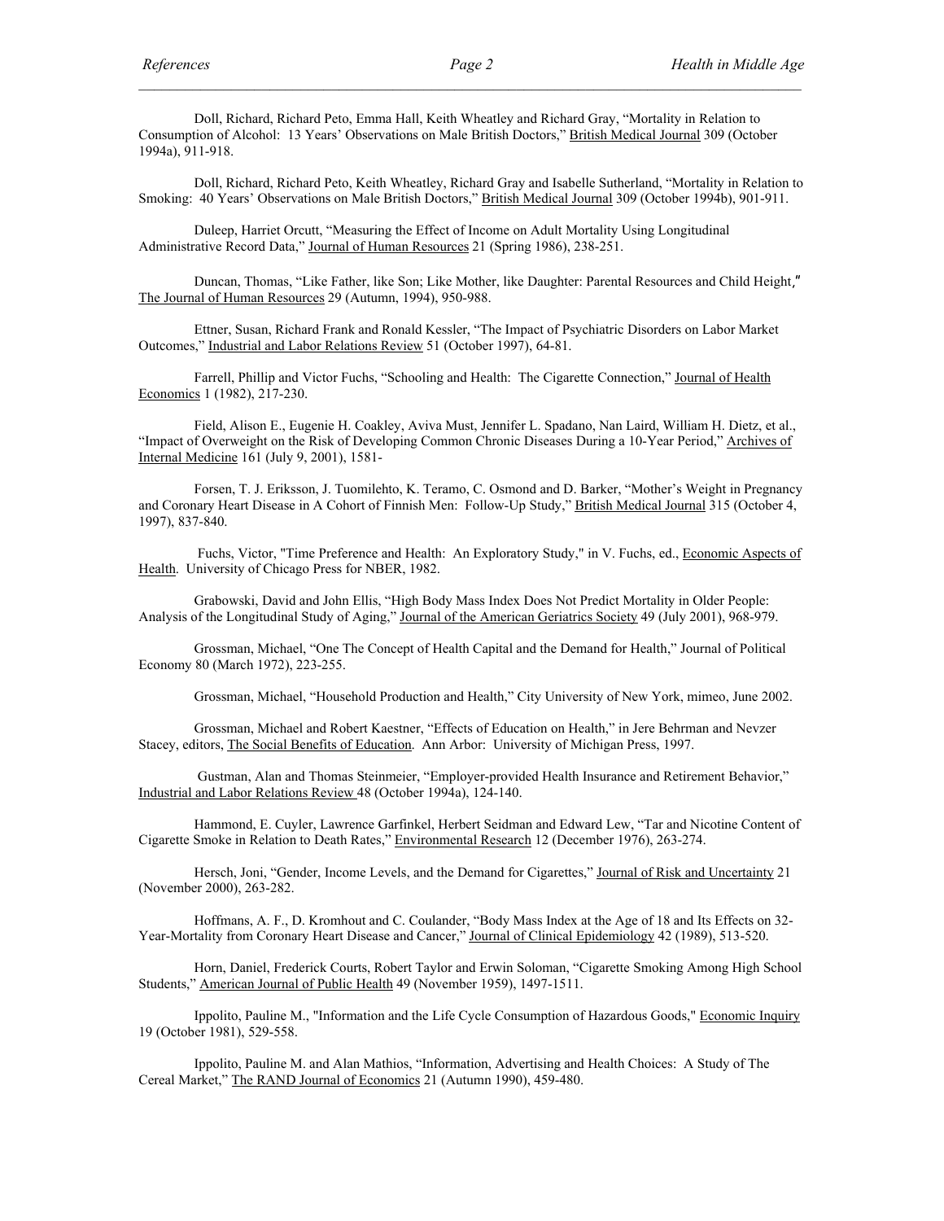Doll, Richard, Richard Peto, Emma Hall, Keith Wheatley and Richard Gray, "Mortality in Relation to Consumption of Alcohol: 13 Years' Observations on Male British Doctors," British Medical Journal 309 (October 1994a), 911-918.

Doll, Richard, Richard Peto, Keith Wheatley, Richard Gray and Isabelle Sutherland, "Mortality in Relation to Smoking: 40 Years' Observations on Male British Doctors," British Medical Journal 309 (October 1994b), 901-911.

Duleep, Harriet Orcutt, "Measuring the Effect of Income on Adult Mortality Using Longitudinal Administrative Record Data," Journal of Human Resources 21 (Spring 1986), 238-251.

Duncan, Thomas, "Like Father, like Son; Like Mother, like Daughter: Parental Resources and Child Height," The Journal of Human Resources 29 (Autumn, 1994), 950-988.

Ettner, Susan, Richard Frank and Ronald Kessler, "The Impact of Psychiatric Disorders on Labor Market Outcomes," Industrial and Labor Relations Review 51 (October 1997), 64-81.

Farrell, Phillip and Victor Fuchs, "Schooling and Health: The Cigarette Connection," Journal of Health Economics 1 (1982), 217-230.

Field, Alison E., Eugenie H. Coakley, Aviva Must, Jennifer L. Spadano, Nan Laird, William H. Dietz, et al., "Impact of Overweight on the Risk of Developing Common Chronic Diseases During a 10-Year Period," Archives of Internal Medicine 161 (July 9, 2001), 1581-

Forsen, T. J. Eriksson, J. Tuomilehto, K. Teramo, C. Osmond and D. Barker, "Mother's Weight in Pregnancy and Coronary Heart Disease in A Cohort of Finnish Men: Follow-Up Study," British Medical Journal 315 (October 4, 1997), 837-840.

Fuchs, Victor, "Time Preference and Health: An Exploratory Study," in V. Fuchs, ed., Economic Aspects of Health. University of Chicago Press for NBER, 1982.

Grabowski, David and John Ellis, "High Body Mass Index Does Not Predict Mortality in Older People: Analysis of the Longitudinal Study of Aging," Journal of the American Geriatrics Society 49 (July 2001), 968-979.

Grossman, Michael, "One The Concept of Health Capital and the Demand for Health," Journal of Political Economy 80 (March 1972), 223-255.

Grossman, Michael, "Household Production and Health," City University of New York, mimeo, June 2002.

Grossman, Michael and Robert Kaestner, "Effects of Education on Health," in Jere Behrman and Nevzer Stacey, editors, The Social Benefits of Education. Ann Arbor: University of Michigan Press, 1997.

Gustman, Alan and Thomas Steinmeier, "Employer-provided Health Insurance and Retirement Behavior," Industrial and Labor Relations Review 48 (October 1994a), 124-140.

Hammond, E. Cuyler, Lawrence Garfinkel, Herbert Seidman and Edward Lew, "Tar and Nicotine Content of Cigarette Smoke in Relation to Death Rates," Environmental Research 12 (December 1976), 263-274.

Hersch, Joni, "Gender, Income Levels, and the Demand for Cigarettes," Journal of Risk and Uncertainty 21 (November 2000), 263-282.

Hoffmans, A. F., D. Kromhout and C. Coulander, "Body Mass Index at the Age of 18 and Its Effects on 32-Year-Mortality from Coronary Heart Disease and Cancer," Journal of Clinical Epidemiology 42 (1989), 513-520.

Horn, Daniel, Frederick Courts, Robert Taylor and Erwin Soloman, "Cigarette Smoking Among High School Students," American Journal of Public Health 49 (November 1959), 1497-1511.

Ippolito, Pauline M., "Information and the Life Cycle Consumption of Hazardous Goods," Economic Inquiry 19 (October 1981), 529-558.

Ippolito, Pauline M. and Alan Mathios, "Information, Advertising and Health Choices: A Study of The Cereal Market," The RAND Journal of Economics 21 (Autumn 1990), 459-480.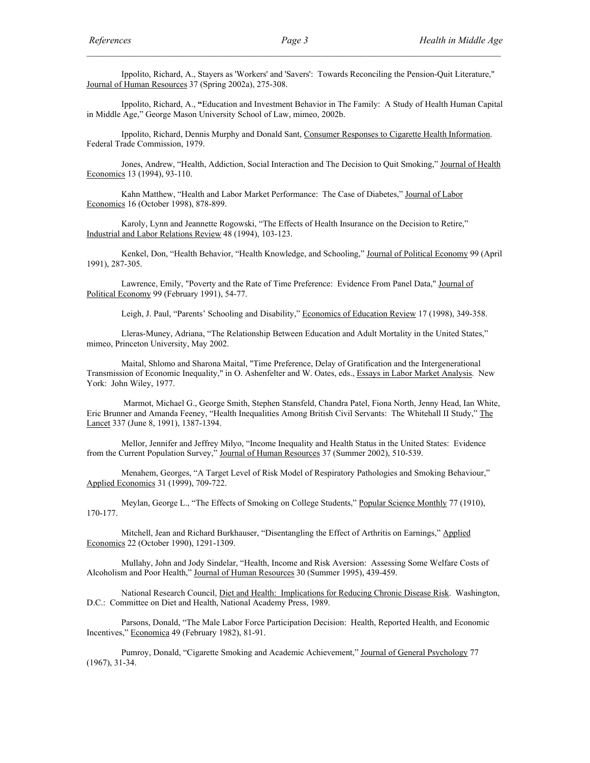Ippolito, Richard, A., Stayers as 'Workers' and 'Savers': Towards Reconciling the Pension-Quit Literature," Journal of Human Resources 37 (Spring 2002a), 275-308.

Ippolito, Richard, A., **"**Education and Investment Behavior in The Family: A Study of Health Human Capital in Middle Age," George Mason University School of Law, mimeo, 2002b.

Ippolito, Richard, Dennis Murphy and Donald Sant, Consumer Responses to Cigarette Health Information. Federal Trade Commission, 1979.

Jones, Andrew, "Health, Addiction, Social Interaction and The Decision to Quit Smoking," Journal of Health Economics 13 (1994), 93-110.

Kahn Matthew, "Health and Labor Market Performance: The Case of Diabetes," Journal of Labor Economics 16 (October 1998), 878-899.

Karoly, Lynn and Jeannette Rogowski, "The Effects of Health Insurance on the Decision to Retire," Industrial and Labor Relations Review 48 (1994), 103-123.

Kenkel, Don, "Health Behavior, "Health Knowledge, and Schooling," Journal of Political Economy 99 (April 1991), 287-305.

Lawrence, Emily, "Poverty and the Rate of Time Preference: Evidence From Panel Data," Journal of Political Economy 99 (February 1991), 54-77.

Leigh, J. Paul, "Parents' Schooling and Disability," Economics of Education Review 17 (1998), 349-358.

Lleras-Muney, Adriana, "The Relationship Between Education and Adult Mortality in the United States," mimeo, Princeton University, May 2002.

Maital, Shlomo and Sharona Maital, "Time Preference, Delay of Gratification and the Intergenerational Transmission of Economic Inequality," in O. Ashenfelter and W. Oates, eds., Essays in Labor Market Analysis. New York: John Wiley, 1977.

Marmot, Michael G., George Smith, Stephen Stansfeld, Chandra Patel, Fiona North, Jenny Head, Ian White, Eric Brunner and Amanda Feeney, "Health Inequalities Among British Civil Servants: The Whitehall II Study," The Lancet 337 (June 8, 1991), 1387-1394.

Mellor, Jennifer and Jeffrey Milyo, "Income Inequality and Health Status in the United States: Evidence from the Current Population Survey," Journal of Human Resources 37 (Summer 2002), 510-539.

Menahem, Georges, "A Target Level of Risk Model of Respiratory Pathologies and Smoking Behaviour," Applied Economics 31 (1999), 709-722.

Meylan, George L., "The Effects of Smoking on College Students," Popular Science Monthly 77 (1910), 170-177.

Mitchell, Jean and Richard Burkhauser, "Disentangling the Effect of Arthritis on Earnings," Applied Economics 22 (October 1990), 1291-1309.

Mullahy, John and Jody Sindelar, "Health, Income and Risk Aversion: Assessing Some Welfare Costs of Alcoholism and Poor Health," Journal of Human Resources 30 (Summer 1995), 439-459.

National Research Council, Diet and Health: Implications for Reducing Chronic Disease Risk. Washington, D.C.: Committee on Diet and Health, National Academy Press, 1989.

Parsons, Donald, "The Male Labor Force Participation Decision: Health, Reported Health, and Economic Incentives," Economica 49 (February 1982), 81-91.

Pumroy, Donald, "Cigarette Smoking and Academic Achievement," Journal of General Psychology 77 (1967), 31-34.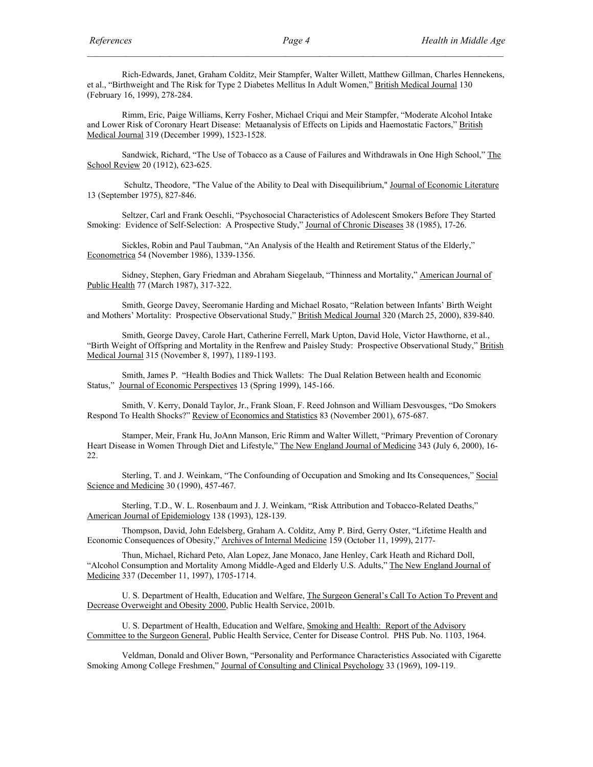Rich-Edwards, Janet, Graham Colditz, Meir Stampfer, Walter Willett, Matthew Gillman, Charles Hennekens, et al., "Birthweight and The Risk for Type 2 Diabetes Mellitus In Adult Women," British Medical Journal 130 (February 16, 1999), 278-284.

Rimm, Eric, Paige Williams, Kerry Fosher, Michael Criqui and Meir Stampfer, "Moderate Alcohol Intake and Lower Risk of Coronary Heart Disease: Metaanalysis of Effects on Lipids and Haemostatic Factors," British Medical Journal 319 (December 1999), 1523-1528.

Sandwick, Richard, "The Use of Tobacco as a Cause of Failures and Withdrawals in One High School," The School Review 20 (1912), 623-625.

Schultz, Theodore, "The Value of the Ability to Deal with Disequilibrium," Journal of Economic Literature 13 (September 1975), 827-846.

Seltzer, Carl and Frank Oeschli, "Psychosocial Characteristics of Adolescent Smokers Before They Started Smoking: Evidence of Self-Selection: A Prospective Study," Journal of Chronic Diseases 38 (1985), 17-26.

Sickles, Robin and Paul Taubman, "An Analysis of the Health and Retirement Status of the Elderly," Econometrica 54 (November 1986), 1339-1356.

Sidney, Stephen, Gary Friedman and Abraham Siegelaub, "Thinness and Mortality," American Journal of Public Health 77 (March 1987), 317-322.

Smith, George Davey, Seeromanie Harding and Michael Rosato, "Relation between Infants' Birth Weight and Mothers' Mortality: Prospective Observational Study," British Medical Journal 320 (March 25, 2000), 839-840.

Smith, George Davey, Carole Hart, Catherine Ferrell, Mark Upton, David Hole, Victor Hawthorne, et al., "Birth Weight of Offspring and Mortality in the Renfrew and Paisley Study: Prospective Observational Study," British Medical Journal 315 (November 8, 1997), 1189-1193.

Smith, James P. "Health Bodies and Thick Wallets: The Dual Relation Between health and Economic Status," Journal of Economic Perspectives 13 (Spring 1999), 145-166.

Smith, V. Kerry, Donald Taylor, Jr., Frank Sloan, F. Reed Johnson and William Desvousges, "Do Smokers Respond To Health Shocks?" Review of Economics and Statistics 83 (November 2001), 675-687.

Stamper, Meir, Frank Hu, JoAnn Manson, Eric Rimm and Walter Willett, "Primary Prevention of Coronary Heart Disease in Women Through Diet and Lifestyle," The New England Journal of Medicine 343 (July 6, 2000), 16-22.

Sterling, T. and J. Weinkam, "The Confounding of Occupation and Smoking and Its Consequences," Social Science and Medicine 30 (1990), 457-467.

Sterling, T.D., W. L. Rosenbaum and J. J. Weinkam, "Risk Attribution and Tobacco-Related Deaths," American Journal of Epidemiology 138 (1993), 128-139.

Thompson, David, John Edelsberg, Graham A. Colditz, Amy P. Bird, Gerry Oster, "Lifetime Health and Economic Consequences of Obesity," Archives of Internal Medicine 159 (October 11, 1999), 2177-

Thun, Michael, Richard Peto, Alan Lopez, Jane Monaco, Jane Henley, Cark Heath and Richard Doll, "Alcohol Consumption and Mortality Among Middle-Aged and Elderly U.S. Adults," The New England Journal of Medicine 337 (December 11, 1997), 1705-1714.

U. S. Department of Health, Education and Welfare, The Surgeon General's Call To Action To Prevent and Decrease Overweight and Obesity 2000, Public Health Service, 2001b.

U. S. Department of Health, Education and Welfare, Smoking and Health: Report of the Advisory Committee to the Surgeon General, Public Health Service, Center for Disease Control. PHS Pub. No. 1103, 1964.

Veldman, Donald and Oliver Bown, "Personality and Performance Characteristics Associated with Cigarette Smoking Among College Freshmen," Journal of Consulting and Clinical Psychology 33 (1969), 109-119.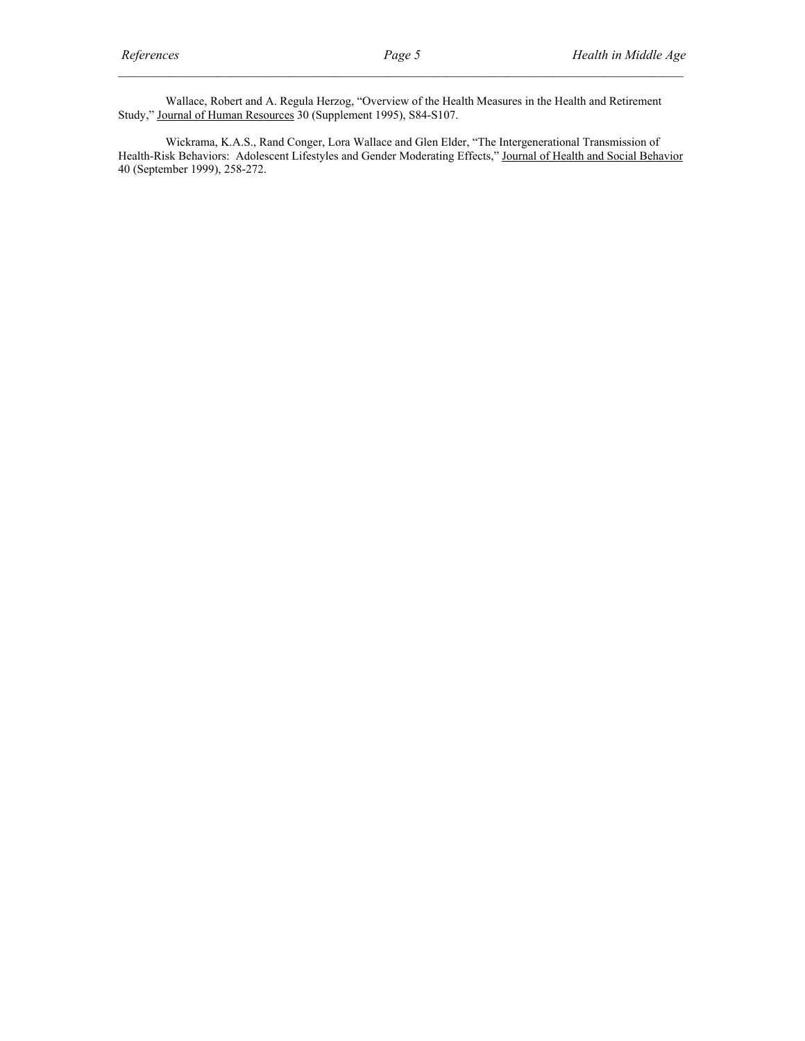Wallace, Robert and A. Regula Herzog, "Overview of the Health Measures in the Health and Retirement Study," Journal of Human Resources 30 (Supplement 1995), S84-S107.

Wickrama, K.A.S., Rand Conger, Lora Wallace and Glen Elder, "The Intergenerational Transmission of Health-Risk Behaviors: Adolescent Lifestyles and Gender Moderating Effects," Journal of Health and Social Behavior 40 (September 1999), 258-272.